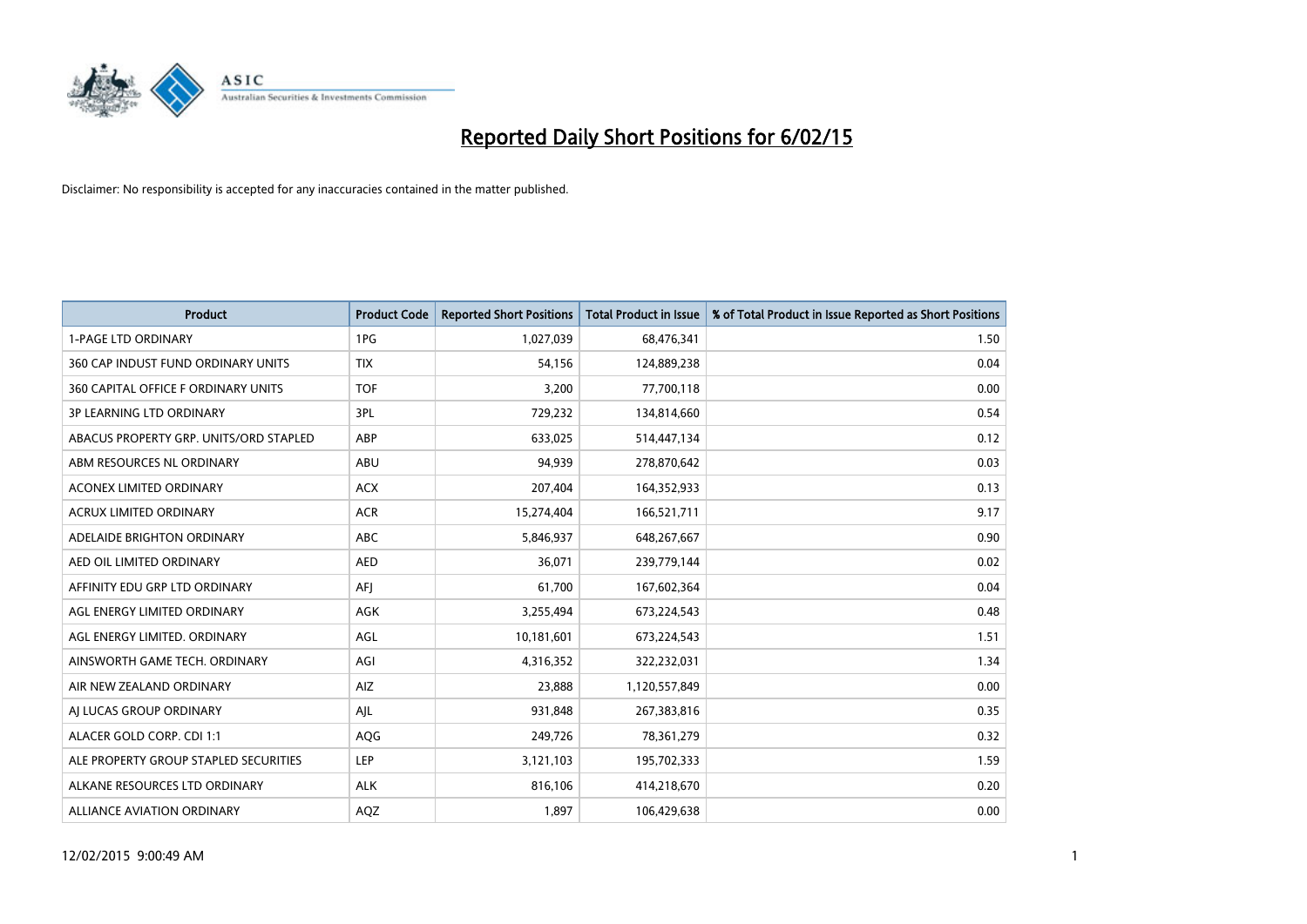# Reported Daily Short Positions for 6/02/15

Disclaimer: No responsibility is accepted for any inaccuracies contained in the matter published.

| Product | Product Code | Reported Short Positions | Total Product in Issue | % of Total Product in Issue Reported as Short Positions |
|---|---|---|---|---|
| 1-PAGE LTD ORDINARY | 1PG | 1,027,039 | 68,476,341 | 1.50 |
| 360 CAP INDUST FUND ORDINARY UNITS | TIX | 54,156 | 124,889,238 | 0.04 |
| 360 CAPITAL OFFICE F ORDINARY UNITS | TOF | 3,200 | 77,700,118 | 0.00 |
| 3P LEARNING LTD ORDINARY | 3PL | 729,232 | 134,814,660 | 0.54 |
| ABACUS PROPERTY GRP. UNITS/ORD STAPLED | ABP | 633,025 | 514,447,134 | 0.12 |
| ABM RESOURCES NL ORDINARY | ABU | 94,939 | 278,870,642 | 0.03 |
| ACONEX LIMITED ORDINARY | ACX | 207,404 | 164,352,933 | 0.13 |
| ACRUX LIMITED ORDINARY | ACR | 15,274,404 | 166,521,711 | 9.17 |
| ADELAIDE BRIGHTON ORDINARY | ABC | 5,846,937 | 648,267,667 | 0.90 |
| AED OIL LIMITED ORDINARY | AED | 36,071 | 239,779,144 | 0.02 |
| AFFINITY EDU GRP LTD ORDINARY | AFJ | 61,700 | 167,602,364 | 0.04 |
| AGL ENERGY LIMITED ORDINARY | AGK | 3,255,494 | 673,224,543 | 0.48 |
| AGL ENERGY LIMITED. ORDINARY | AGL | 10,181,601 | 673,224,543 | 1.51 |
| AINSWORTH GAME TECH. ORDINARY | AGI | 4,316,352 | 322,232,031 | 1.34 |
| AIR NEW ZEALAND ORDINARY | AIZ | 23,888 | 1,120,557,849 | 0.00 |
| AJ LUCAS GROUP ORDINARY | AJL | 931,848 | 267,383,816 | 0.35 |
| ALACER GOLD CORP. CDI 1:1 | AQG | 249,726 | 78,361,279 | 0.32 |
| ALE PROPERTY GROUP STAPLED SECURITIES | LEP | 3,121,103 | 195,702,333 | 1.59 |
| ALKANE RESOURCES LTD ORDINARY | ALK | 816,106 | 414,218,670 | 0.20 |
| ALLIANCE AVIATION ORDINARY | AQZ | 1,897 | 106,429,638 | 0.00 |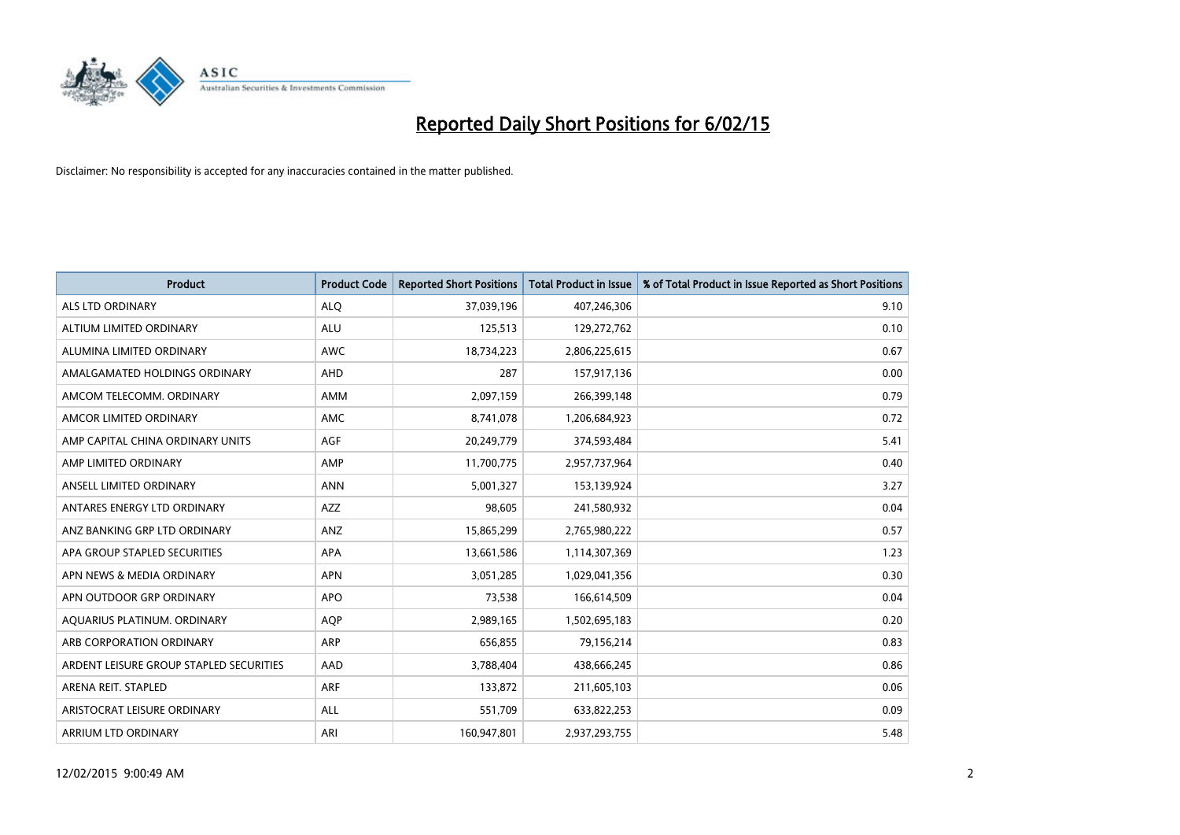# Reported Daily Short Positions for 6/02/15

Disclaimer: No responsibility is accepted for any inaccuracies contained in the matter published.

| Product | Product Code | Reported Short Positions | Total Product in Issue | % of Total Product in Issue Reported as Short Positions |
|---|---|---|---|---|
| ALS LTD ORDINARY | ALQ | 37,039,196 | 407,246,306 | 9.10 |
| ALTIUM LIMITED ORDINARY | ALU | 125,513 | 129,272,762 | 0.10 |
| ALUMINA LIMITED ORDINARY | AWC | 18,734,223 | 2,806,225,615 | 0.67 |
| AMALGAMATED HOLDINGS ORDINARY | AHD | 287 | 157,917,136 | 0.00 |
| AMCOM TELECOMM. ORDINARY | AMM | 2,097,159 | 266,399,148 | 0.79 |
| AMCOR LIMITED ORDINARY | AMC | 8,741,078 | 1,206,684,923 | 0.72 |
| AMP CAPITAL CHINA ORDINARY UNITS | AGF | 20,249,779 | 374,593,484 | 5.41 |
| AMP LIMITED ORDINARY | AMP | 11,700,775 | 2,957,737,964 | 0.40 |
| ANSELL LIMITED ORDINARY | ANN | 5,001,327 | 153,139,924 | 3.27 |
| ANTARES ENERGY LTD ORDINARY | AZZ | 98,605 | 241,580,932 | 0.04 |
| ANZ BANKING GRP LTD ORDINARY | ANZ | 15,865,299 | 2,765,980,222 | 0.57 |
| APA GROUP STAPLED SECURITIES | APA | 13,661,586 | 1,114,307,369 | 1.23 |
| APN NEWS & MEDIA ORDINARY | APN | 3,051,285 | 1,029,041,356 | 0.30 |
| APN OUTDOOR GRP ORDINARY | APO | 73,538 | 166,614,509 | 0.04 |
| AQUARIUS PLATINUM. ORDINARY | AQP | 2,989,165 | 1,502,695,183 | 0.20 |
| ARB CORPORATION ORDINARY | ARP | 656,855 | 79,156,214 | 0.83 |
| ARDENT LEISURE GROUP STAPLED SECURITIES | AAD | 3,788,404 | 438,666,245 | 0.86 |
| ARENA REIT. STAPLED | ARF | 133,872 | 211,605,103 | 0.06 |
| ARISTOCRAT LEISURE ORDINARY | ALL | 551,709 | 633,822,253 | 0.09 |
| ARRIUM LTD ORDINARY | ARI | 160,947,801 | 2,937,293,755 | 5.48 |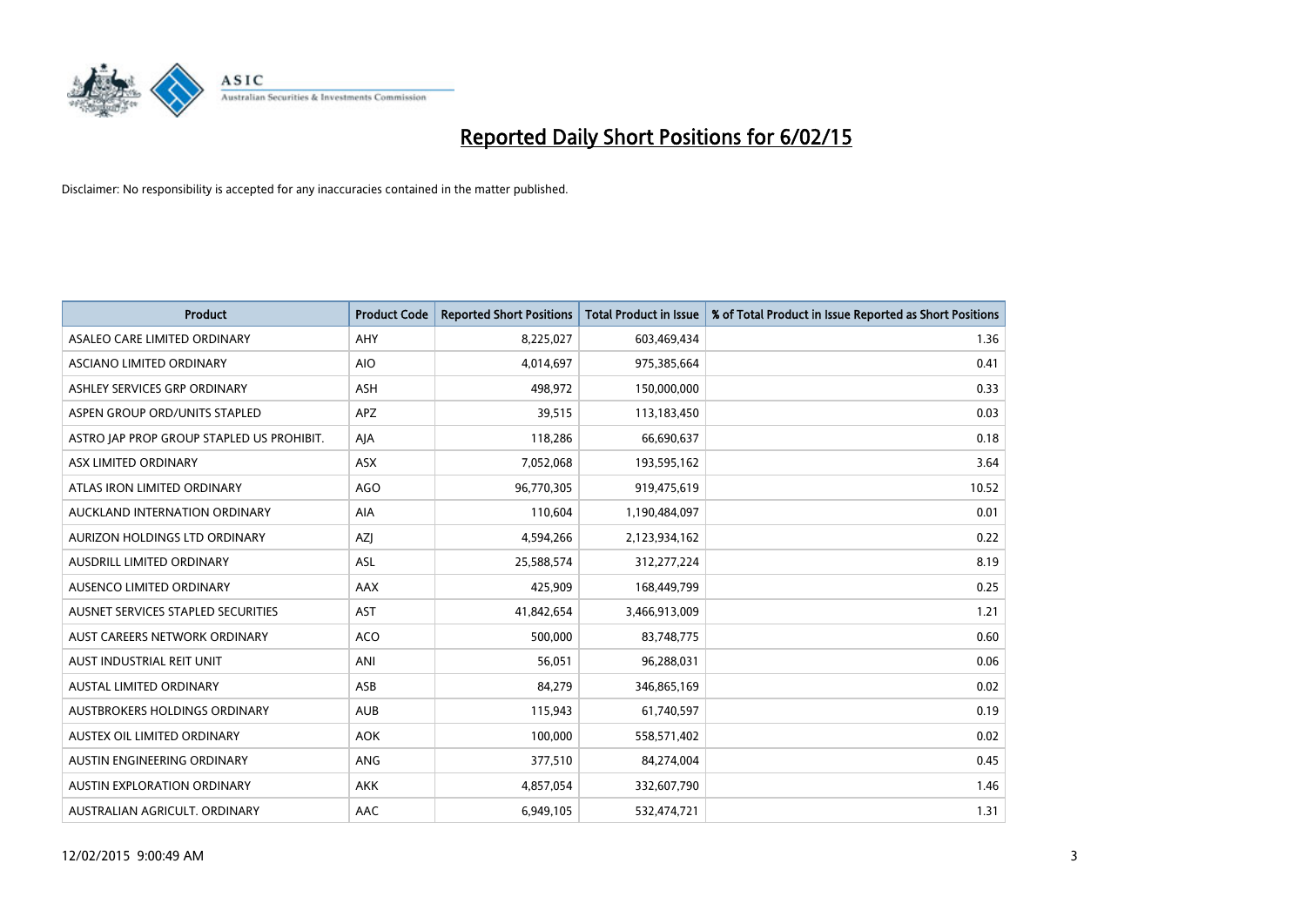# Reported Daily Short Positions for 6/02/15

Disclaimer: No responsibility is accepted for any inaccuracies contained in the matter published.

| Product | Product Code | Reported Short Positions | Total Product in Issue | % of Total Product in Issue Reported as Short Positions |
|---|---|---|---|---|
| ASALEO CARE LIMITED ORDINARY | AHY | 8,225,027 | 603,469,434 | 1.36 |
| ASCIANO LIMITED ORDINARY | AIO | 4,014,697 | 975,385,664 | 0.41 |
| ASHLEY SERVICES GRP ORDINARY | ASH | 498,972 | 150,000,000 | 0.33 |
| ASPEN GROUP ORD/UNITS STAPLED | APZ | 39,515 | 113,183,450 | 0.03 |
| ASTRO JAP PROP GROUP STAPLED US PROHIBIT. | AJA | 118,286 | 66,690,637 | 0.18 |
| ASX LIMITED ORDINARY | ASX | 7,052,068 | 193,595,162 | 3.64 |
| ATLAS IRON LIMITED ORDINARY | AGO | 96,770,305 | 919,475,619 | 10.52 |
| AUCKLAND INTERNATION ORDINARY | AIA | 110,604 | 1,190,484,097 | 0.01 |
| AURIZON HOLDINGS LTD ORDINARY | AZJ | 4,594,266 | 2,123,934,162 | 0.22 |
| AUSDRILL LIMITED ORDINARY | ASL | 25,588,574 | 312,277,224 | 8.19 |
| AUSENCO LIMITED ORDINARY | AAX | 425,909 | 168,449,799 | 0.25 |
| AUSNET SERVICES STAPLED SECURITIES | AST | 41,842,654 | 3,466,913,009 | 1.21 |
| AUST CAREERS NETWORK ORDINARY | ACO | 500,000 | 83,748,775 | 0.60 |
| AUST INDUSTRIAL REIT UNIT | ANI | 56,051 | 96,288,031 | 0.06 |
| AUSTAL LIMITED ORDINARY | ASB | 84,279 | 346,865,169 | 0.02 |
| AUSTBROKERS HOLDINGS ORDINARY | AUB | 115,943 | 61,740,597 | 0.19 |
| AUSTEX OIL LIMITED ORDINARY | AOK | 100,000 | 558,571,402 | 0.02 |
| AUSTIN ENGINEERING ORDINARY | ANG | 377,510 | 84,274,004 | 0.45 |
| AUSTIN EXPLORATION ORDINARY | AKK | 4,857,054 | 332,607,790 | 1.46 |
| AUSTRALIAN AGRICULT. ORDINARY | AAC | 6,949,105 | 532,474,721 | 1.31 |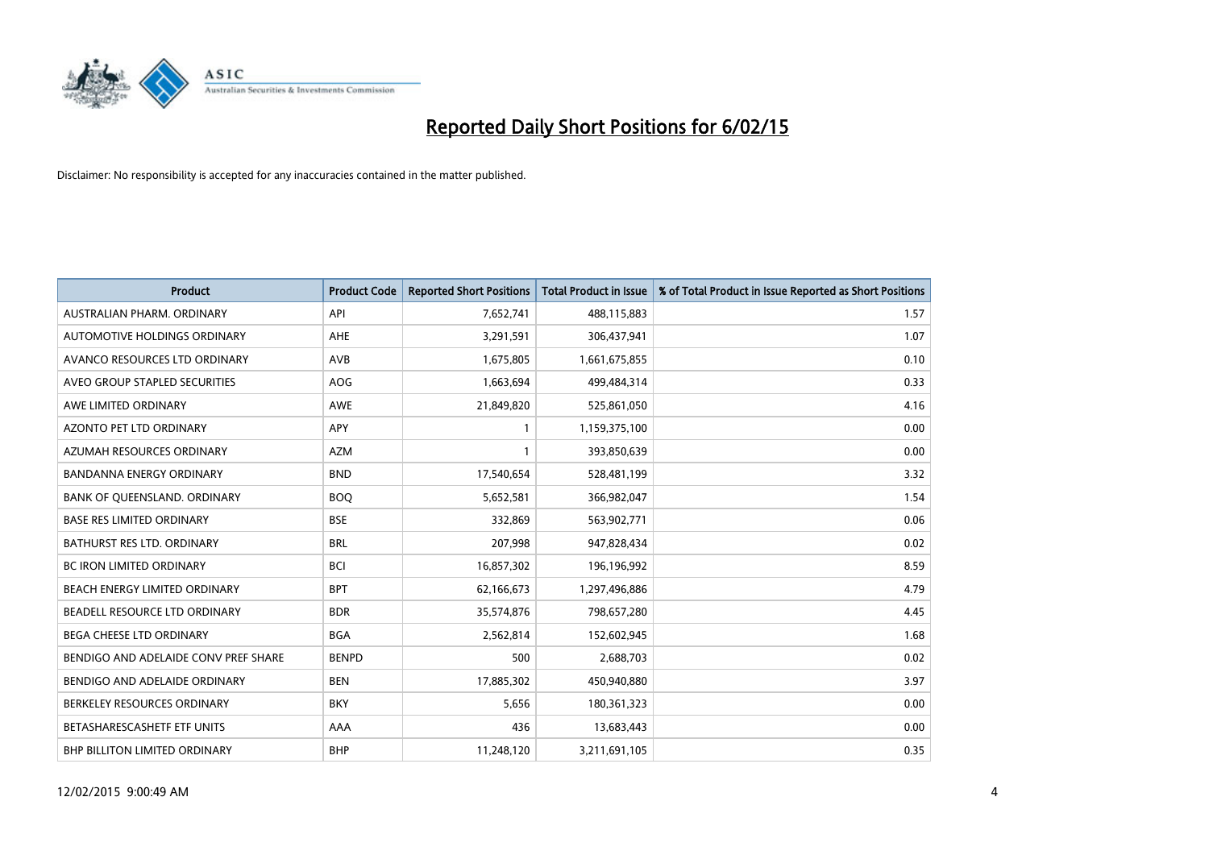# Reported Daily Short Positions for 6/02/15

Disclaimer: No responsibility is accepted for any inaccuracies contained in the matter published.

| Product | Product Code | Reported Short Positions | Total Product in Issue | % of Total Product in Issue Reported as Short Positions |
|---|---|---|---|---|
| AUSTRALIAN PHARM. ORDINARY | API | 7,652,741 | 488,115,883 | 1.57 |
| AUTOMOTIVE HOLDINGS ORDINARY | AHE | 3,291,591 | 306,437,941 | 1.07 |
| AVANCO RESOURCES LTD ORDINARY | AVB | 1,675,805 | 1,661,675,855 | 0.10 |
| AVEO GROUP STAPLED SECURITIES | AOG | 1,663,694 | 499,484,314 | 0.33 |
| AWE LIMITED ORDINARY | AWE | 21,849,820 | 525,861,050 | 4.16 |
| AZONTO PET LTD ORDINARY | APY | 1 | 1,159,375,100 | 0.00 |
| AZUMAH RESOURCES ORDINARY | AZM | 1 | 393,850,639 | 0.00 |
| BANDANNA ENERGY ORDINARY | BND | 17,540,654 | 528,481,199 | 3.32 |
| BANK OF QUEENSLAND. ORDINARY | BOQ | 5,652,581 | 366,982,047 | 1.54 |
| BASE RES LIMITED ORDINARY | BSE | 332,869 | 563,902,771 | 0.06 |
| BATHURST RES LTD. ORDINARY | BRL | 207,998 | 947,828,434 | 0.02 |
| BC IRON LIMITED ORDINARY | BCI | 16,857,302 | 196,196,992 | 8.59 |
| BEACH ENERGY LIMITED ORDINARY | BPT | 62,166,673 | 1,297,496,886 | 4.79 |
| BEADELL RESOURCE LTD ORDINARY | BDR | 35,574,876 | 798,657,280 | 4.45 |
| BEGA CHEESE LTD ORDINARY | BGA | 2,562,814 | 152,602,945 | 1.68 |
| BENDIGO AND ADELAIDE CONV PREF SHARE | BENPD | 500 | 2,688,703 | 0.02 |
| BENDIGO AND ADELAIDE ORDINARY | BEN | 17,885,302 | 450,940,880 | 3.97 |
| BERKELEY RESOURCES ORDINARY | BKY | 5,656 | 180,361,323 | 0.00 |
| BETASHARESCASHETF ETF UNITS | AAA | 436 | 13,683,443 | 0.00 |
| BHP BILLITON LIMITED ORDINARY | BHP | 11,248,120 | 3,211,691,105 | 0.35 |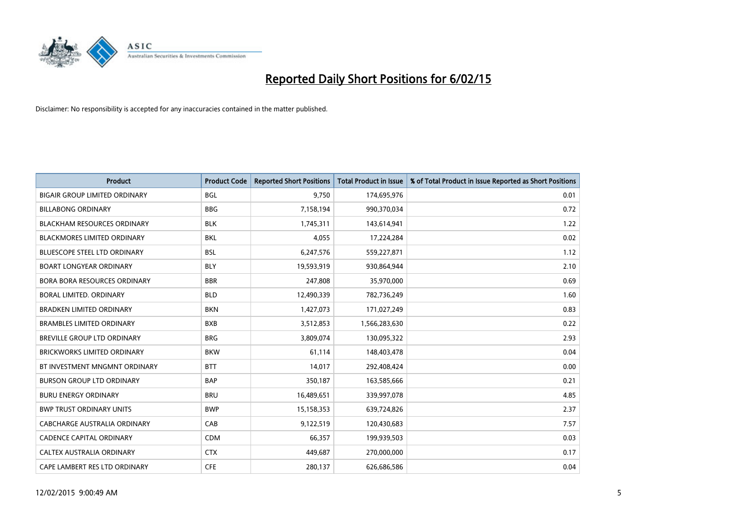# Reported Daily Short Positions for 6/02/15

Disclaimer: No responsibility is accepted for any inaccuracies contained in the matter published.

| Product | Product Code | Reported Short Positions | Total Product in Issue | % of Total Product in Issue Reported as Short Positions |
|---|---|---|---|---|
| BIGAIR GROUP LIMITED ORDINARY | BGL | 9,750 | 174,695,976 | 0.01 |
| BILLABONG ORDINARY | BBG | 7,158,194 | 990,370,034 | 0.72 |
| BLACKHAM RESOURCES ORDINARY | BLK | 1,745,311 | 143,614,941 | 1.22 |
| BLACKMORES LIMITED ORDINARY | BKL | 4,055 | 17,224,284 | 0.02 |
| BLUESCOPE STEEL LTD ORDINARY | BSL | 6,247,576 | 559,227,871 | 1.12 |
| BOART LONGYEAR ORDINARY | BLY | 19,593,919 | 930,864,944 | 2.10 |
| BORA BORA RESOURCES ORDINARY | BBR | 247,808 | 35,970,000 | 0.69 |
| BORAL LIMITED. ORDINARY | BLD | 12,490,339 | 782,736,249 | 1.60 |
| BRADKEN LIMITED ORDINARY | BKN | 1,427,073 | 171,027,249 | 0.83 |
| BRAMBLES LIMITED ORDINARY | BXB | 3,512,853 | 1,566,283,630 | 0.22 |
| BREVILLE GROUP LTD ORDINARY | BRG | 3,809,074 | 130,095,322 | 2.93 |
| BRICKWORKS LIMITED ORDINARY | BKW | 61,114 | 148,403,478 | 0.04 |
| BT INVESTMENT MNGMNT ORDINARY | BTT | 14,017 | 292,408,424 | 0.00 |
| BURSON GROUP LTD ORDINARY | BAP | 350,187 | 163,585,666 | 0.21 |
| BURU ENERGY ORDINARY | BRU | 16,489,651 | 339,997,078 | 4.85 |
| BWP TRUST ORDINARY UNITS | BWP | 15,158,353 | 639,724,826 | 2.37 |
| CABCHARGE AUSTRALIA ORDINARY | CAB | 9,122,519 | 120,430,683 | 7.57 |
| CADENCE CAPITAL ORDINARY | CDM | 66,357 | 199,939,503 | 0.03 |
| CALTEX AUSTRALIA ORDINARY | CTX | 449,687 | 270,000,000 | 0.17 |
| CAPE LAMBERT RES LTD ORDINARY | CFE | 280,137 | 626,686,586 | 0.04 |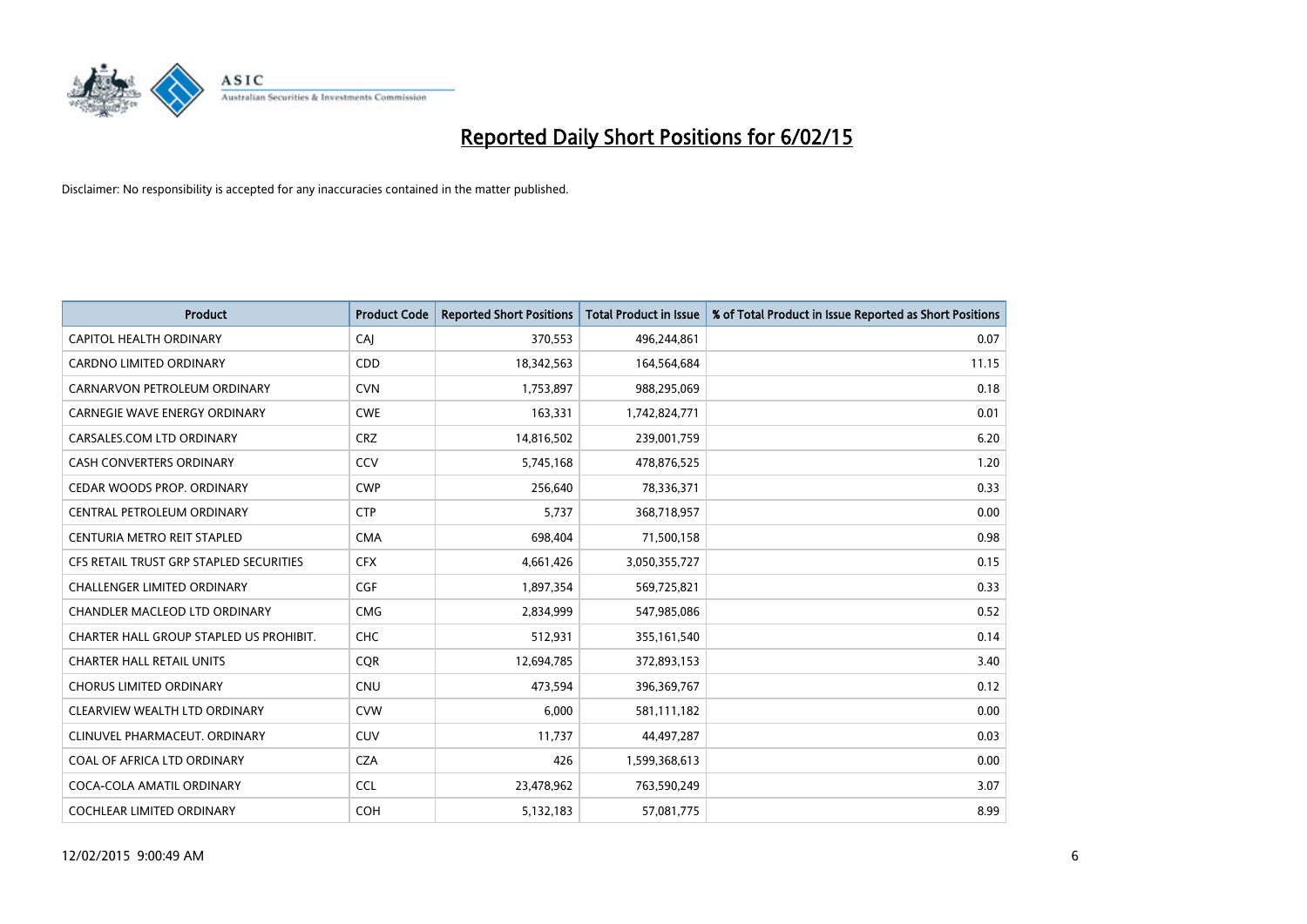# Reported Daily Short Positions for 6/02/15

Disclaimer: No responsibility is accepted for any inaccuracies contained in the matter published.

| Product | Product Code | Reported Short Positions | Total Product in Issue | % of Total Product in Issue Reported as Short Positions |
|---|---|---|---|---|
| CAPITOL HEALTH ORDINARY | CAJ | 370,553 | 496,244,861 | 0.07 |
| CARDNO LIMITED ORDINARY | CDD | 18,342,563 | 164,564,684 | 11.15 |
| CARNARVON PETROLEUM ORDINARY | CVN | 1,753,897 | 988,295,069 | 0.18 |
| CARNEGIE WAVE ENERGY ORDINARY | CWE | 163,331 | 1,742,824,771 | 0.01 |
| CARSALES.COM LTD ORDINARY | CRZ | 14,816,502 | 239,001,759 | 6.20 |
| CASH CONVERTERS ORDINARY | CCV | 5,745,168 | 478,876,525 | 1.20 |
| CEDAR WOODS PROP. ORDINARY | CWP | 256,640 | 78,336,371 | 0.33 |
| CENTRAL PETROLEUM ORDINARY | CTP | 5,737 | 368,718,957 | 0.00 |
| CENTURIA METRO REIT STAPLED | CMA | 698,404 | 71,500,158 | 0.98 |
| CFS RETAIL TRUST GRP STAPLED SECURITIES | CFX | 4,661,426 | 3,050,355,727 | 0.15 |
| CHALLENGER LIMITED ORDINARY | CGF | 1,897,354 | 569,725,821 | 0.33 |
| CHANDLER MACLEOD LTD ORDINARY | CMG | 2,834,999 | 547,985,086 | 0.52 |
| CHARTER HALL GROUP STAPLED US PROHIBIT. | CHC | 512,931 | 355,161,540 | 0.14 |
| CHARTER HALL RETAIL UNITS | CQR | 12,694,785 | 372,893,153 | 3.40 |
| CHORUS LIMITED ORDINARY | CNU | 473,594 | 396,369,767 | 0.12 |
| CLEARVIEW WEALTH LTD ORDINARY | CVW | 6,000 | 581,111,182 | 0.00 |
| CLINUVEL PHARMACEUT. ORDINARY | CUV | 11,737 | 44,497,287 | 0.03 |
| COAL OF AFRICA LTD ORDINARY | CZA | 426 | 1,599,368,613 | 0.00 |
| COCA-COLA AMATIL ORDINARY | CCL | 23,478,962 | 763,590,249 | 3.07 |
| COCHLEAR LIMITED ORDINARY | COH | 5,132,183 | 57,081,775 | 8.99 |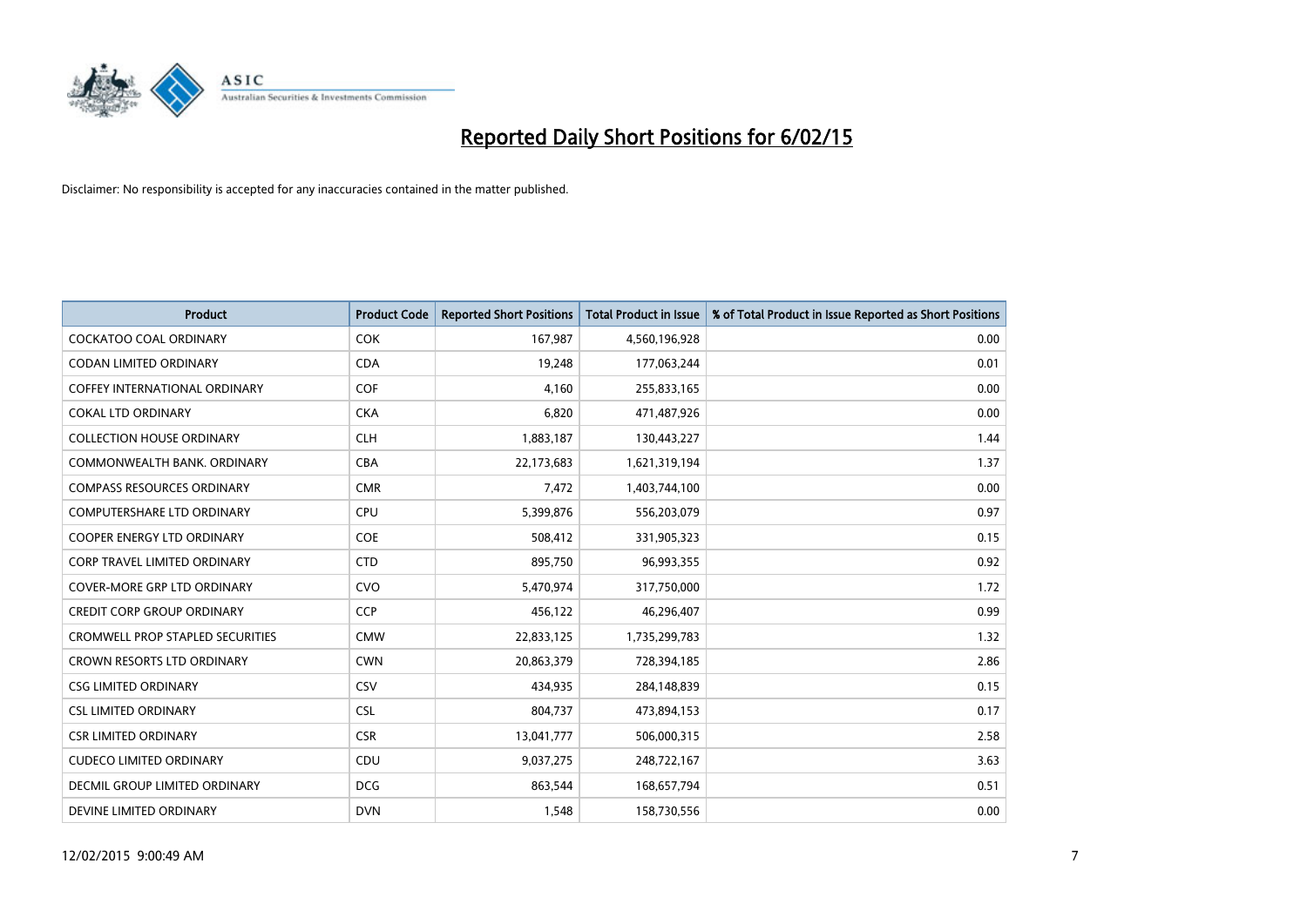# Reported Daily Short Positions for 6/02/15

Disclaimer: No responsibility is accepted for any inaccuracies contained in the matter published.

| Product | Product Code | Reported Short Positions | Total Product in Issue | % of Total Product in Issue Reported as Short Positions |
|---|---|---|---|---|
| COCKATOO COAL ORDINARY | COK | 167,987 | 4,560,196,928 | 0.00 |
| CODAN LIMITED ORDINARY | CDA | 19,248 | 177,063,244 | 0.01 |
| COFFEY INTERNATIONAL ORDINARY | COF | 4,160 | 255,833,165 | 0.00 |
| COKAL LTD ORDINARY | CKA | 6,820 | 471,487,926 | 0.00 |
| COLLECTION HOUSE ORDINARY | CLH | 1,883,187 | 130,443,227 | 1.44 |
| COMMONWEALTH BANK. ORDINARY | CBA | 22,173,683 | 1,621,319,194 | 1.37 |
| COMPASS RESOURCES ORDINARY | CMR | 7,472 | 1,403,744,100 | 0.00 |
| COMPUTERSHARE LTD ORDINARY | CPU | 5,399,876 | 556,203,079 | 0.97 |
| COOPER ENERGY LTD ORDINARY | COE | 508,412 | 331,905,323 | 0.15 |
| CORP TRAVEL LIMITED ORDINARY | CTD | 895,750 | 96,993,355 | 0.92 |
| COVER-MORE GRP LTD ORDINARY | CVO | 5,470,974 | 317,750,000 | 1.72 |
| CREDIT CORP GROUP ORDINARY | CCP | 456,122 | 46,296,407 | 0.99 |
| CROMWELL PROP STAPLED SECURITIES | CMW | 22,833,125 | 1,735,299,783 | 1.32 |
| CROWN RESORTS LTD ORDINARY | CWN | 20,863,379 | 728,394,185 | 2.86 |
| CSG LIMITED ORDINARY | CSV | 434,935 | 284,148,839 | 0.15 |
| CSL LIMITED ORDINARY | CSL | 804,737 | 473,894,153 | 0.17 |
| CSR LIMITED ORDINARY | CSR | 13,041,777 | 506,000,315 | 2.58 |
| CUDECO LIMITED ORDINARY | CDU | 9,037,275 | 248,722,167 | 3.63 |
| DECMIL GROUP LIMITED ORDINARY | DCG | 863,544 | 168,657,794 | 0.51 |
| DEVINE LIMITED ORDINARY | DVN | 1,548 | 158,730,556 | 0.00 |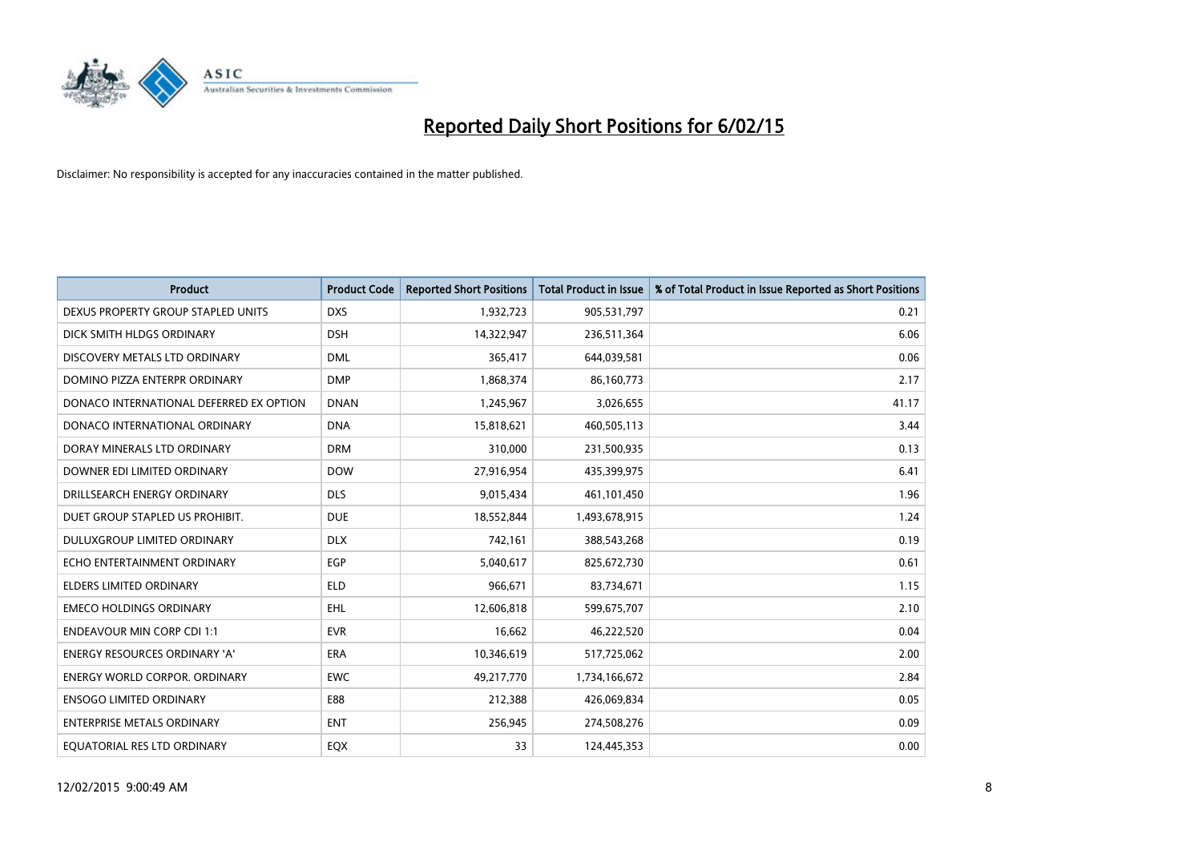# Reported Daily Short Positions for 6/02/15

Disclaimer: No responsibility is accepted for any inaccuracies contained in the matter published.

| Product | Product Code | Reported Short Positions | Total Product in Issue | % of Total Product in Issue Reported as Short Positions |
|---|---|---|---|---|
| DEXUS PROPERTY GROUP STAPLED UNITS | DXS | 1,932,723 | 905,531,797 | 0.21 |
| DICK SMITH HLDGS ORDINARY | DSH | 14,322,947 | 236,511,364 | 6.06 |
| DISCOVERY METALS LTD ORDINARY | DML | 365,417 | 644,039,581 | 0.06 |
| DOMINO PIZZA ENTERPR ORDINARY | DMP | 1,868,374 | 86,160,773 | 2.17 |
| DONACO INTERNATIONAL DEFERRED EX OPTION | DNAN | 1,245,967 | 3,026,655 | 41.17 |
| DONACO INTERNATIONAL ORDINARY | DNA | 15,818,621 | 460,505,113 | 3.44 |
| DORAY MINERALS LTD ORDINARY | DRM | 310,000 | 231,500,935 | 0.13 |
| DOWNER EDI LIMITED ORDINARY | DOW | 27,916,954 | 435,399,975 | 6.41 |
| DRILLSEARCH ENERGY ORDINARY | DLS | 9,015,434 | 461,101,450 | 1.96 |
| DUET GROUP STAPLED US PROHIBIT. | DUE | 18,552,844 | 1,493,678,915 | 1.24 |
| DULUXGROUP LIMITED ORDINARY | DLX | 742,161 | 388,543,268 | 0.19 |
| ECHO ENTERTAINMENT ORDINARY | EGP | 5,040,617 | 825,672,730 | 0.61 |
| ELDERS LIMITED ORDINARY | ELD | 966,671 | 83,734,671 | 1.15 |
| EMECO HOLDINGS ORDINARY | EHL | 12,606,818 | 599,675,707 | 2.10 |
| ENDEAVOUR MIN CORP CDI 1:1 | EVR | 16,662 | 46,222,520 | 0.04 |
| ENERGY RESOURCES ORDINARY 'A' | ERA | 10,346,619 | 517,725,062 | 2.00 |
| ENERGY WORLD CORPOR. ORDINARY | EWC | 49,217,770 | 1,734,166,672 | 2.84 |
| ENSOGO LIMITED ORDINARY | E88 | 212,388 | 426,069,834 | 0.05 |
| ENTERPRISE METALS ORDINARY | ENT | 256,945 | 274,508,276 | 0.09 |
| EQUATORIAL RES LTD ORDINARY | EQX | 33 | 124,445,353 | 0.00 |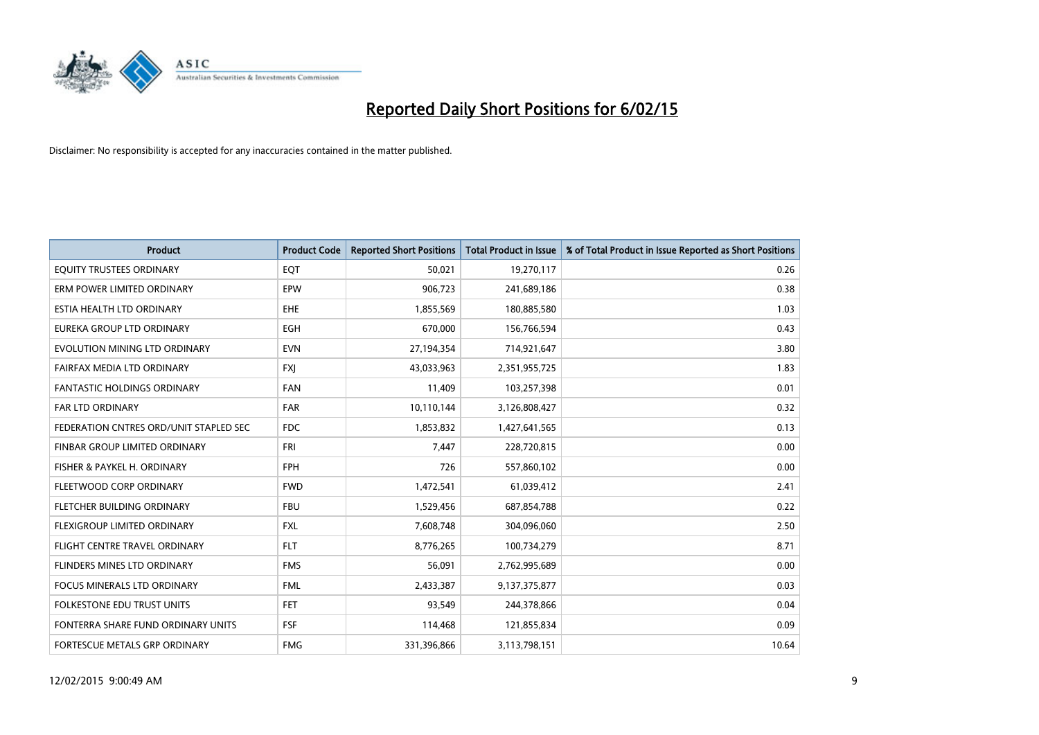# Reported Daily Short Positions for 6/02/15

Disclaimer: No responsibility is accepted for any inaccuracies contained in the matter published.

| Product | Product Code | Reported Short Positions | Total Product in Issue | % of Total Product in Issue Reported as Short Positions |
|---|---|---|---|---|
| EQUITY TRUSTEES ORDINARY | EQT | 50,021 | 19,270,117 | 0.26 |
| ERM POWER LIMITED ORDINARY | EPW | 906,723 | 241,689,186 | 0.38 |
| ESTIA HEALTH LTD ORDINARY | EHE | 1,855,569 | 180,885,580 | 1.03 |
| EUREKA GROUP LTD ORDINARY | EGH | 670,000 | 156,766,594 | 0.43 |
| EVOLUTION MINING LTD ORDINARY | EVN | 27,194,354 | 714,921,647 | 3.80 |
| FAIRFAX MEDIA LTD ORDINARY | FXJ | 43,033,963 | 2,351,955,725 | 1.83 |
| FANTASTIC HOLDINGS ORDINARY | FAN | 11,409 | 103,257,398 | 0.01 |
| FAR LTD ORDINARY | FAR | 10,110,144 | 3,126,808,427 | 0.32 |
| FEDERATION CNTRES ORD/UNIT STAPLED SEC | FDC | 1,853,832 | 1,427,641,565 | 0.13 |
| FINBAR GROUP LIMITED ORDINARY | FRI | 7,447 | 228,720,815 | 0.00 |
| FISHER & PAYKEL H. ORDINARY | FPH | 726 | 557,860,102 | 0.00 |
| FLEETWOOD CORP ORDINARY | FWD | 1,472,541 | 61,039,412 | 2.41 |
| FLETCHER BUILDING ORDINARY | FBU | 1,529,456 | 687,854,788 | 0.22 |
| FLEXIGROUP LIMITED ORDINARY | FXL | 7,608,748 | 304,096,060 | 2.50 |
| FLIGHT CENTRE TRAVEL ORDINARY | FLT | 8,776,265 | 100,734,279 | 8.71 |
| FLINDERS MINES LTD ORDINARY | FMS | 56,091 | 2,762,995,689 | 0.00 |
| FOCUS MINERALS LTD ORDINARY | FML | 2,433,387 | 9,137,375,877 | 0.03 |
| FOLKESTONE EDU TRUST UNITS | FET | 93,549 | 244,378,866 | 0.04 |
| FONTERRA SHARE FUND ORDINARY UNITS | FSF | 114,468 | 121,855,834 | 0.09 |
| FORTESCUE METALS GRP ORDINARY | FMG | 331,396,866 | 3,113,798,151 | 10.64 |

12/02/2015 9:00:49 AM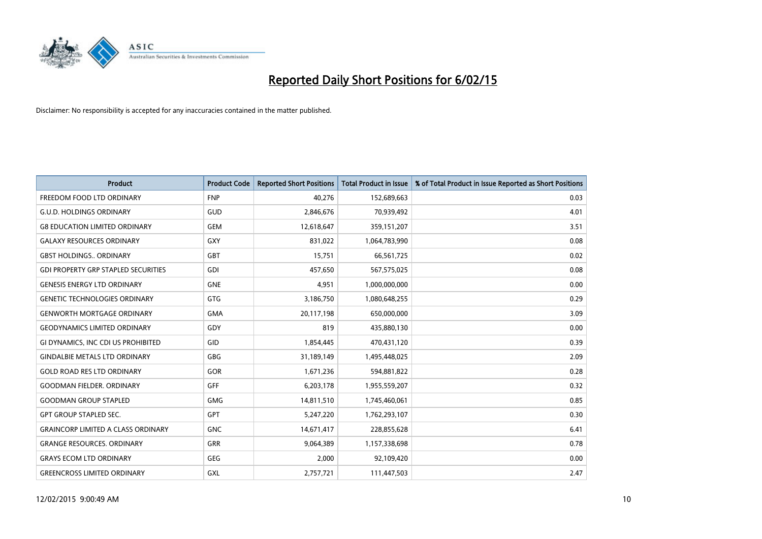# Reported Daily Short Positions for 6/02/15

Disclaimer: No responsibility is accepted for any inaccuracies contained in the matter published.

| Product | Product Code | Reported Short Positions | Total Product in Issue | % of Total Product in Issue Reported as Short Positions |
| --- | --- | --- | --- | --- |
| FREEDOM FOOD LTD ORDINARY | FNP | 40,276 | 152,689,663 | 0.03 |
| G.U.D. HOLDINGS ORDINARY | GUD | 2,846,676 | 70,939,492 | 4.01 |
| G8 EDUCATION LIMITED ORDINARY | GEM | 12,618,647 | 359,151,207 | 3.51 |
| GALAXY RESOURCES ORDINARY | GXY | 831,022 | 1,064,783,990 | 0.08 |
| GBST HOLDINGS.. ORDINARY | GBT | 15,751 | 66,561,725 | 0.02 |
| GDI PROPERTY GRP STAPLED SECURITIES | GDI | 457,650 | 567,575,025 | 0.08 |
| GENESIS ENERGY LTD ORDINARY | GNE | 4,951 | 1,000,000,000 | 0.00 |
| GENETIC TECHNOLOGIES ORDINARY | GTG | 3,186,750 | 1,080,648,255 | 0.29 |
| GENWORTH MORTGAGE ORDINARY | GMA | 20,117,198 | 650,000,000 | 3.09 |
| GEODYNAMICS LIMITED ORDINARY | GDY | 819 | 435,880,130 | 0.00 |
| GI DYNAMICS, INC CDI US PROHIBITED | GID | 1,854,445 | 470,431,120 | 0.39 |
| GINDALBIE METALS LTD ORDINARY | GBG | 31,189,149 | 1,495,448,025 | 2.09 |
| GOLD ROAD RES LTD ORDINARY | GOR | 1,671,236 | 594,881,822 | 0.28 |
| GOODMAN FIELDER. ORDINARY | GFF | 6,203,178 | 1,955,559,207 | 0.32 |
| GOODMAN GROUP STAPLED | GMG | 14,811,510 | 1,745,460,061 | 0.85 |
| GPT GROUP STAPLED SEC. | GPT | 5,247,220 | 1,762,293,107 | 0.30 |
| GRAINCORP LIMITED A CLASS ORDINARY | GNC | 14,671,417 | 228,855,628 | 6.41 |
| GRANGE RESOURCES. ORDINARY | GRR | 9,064,389 | 1,157,338,698 | 0.78 |
| GRAYS ECOM LTD ORDINARY | GEG | 2,000 | 92,109,420 | 0.00 |
| GREENCROSS LIMITED ORDINARY | GXL | 2,757,721 | 111,447,503 | 2.47 |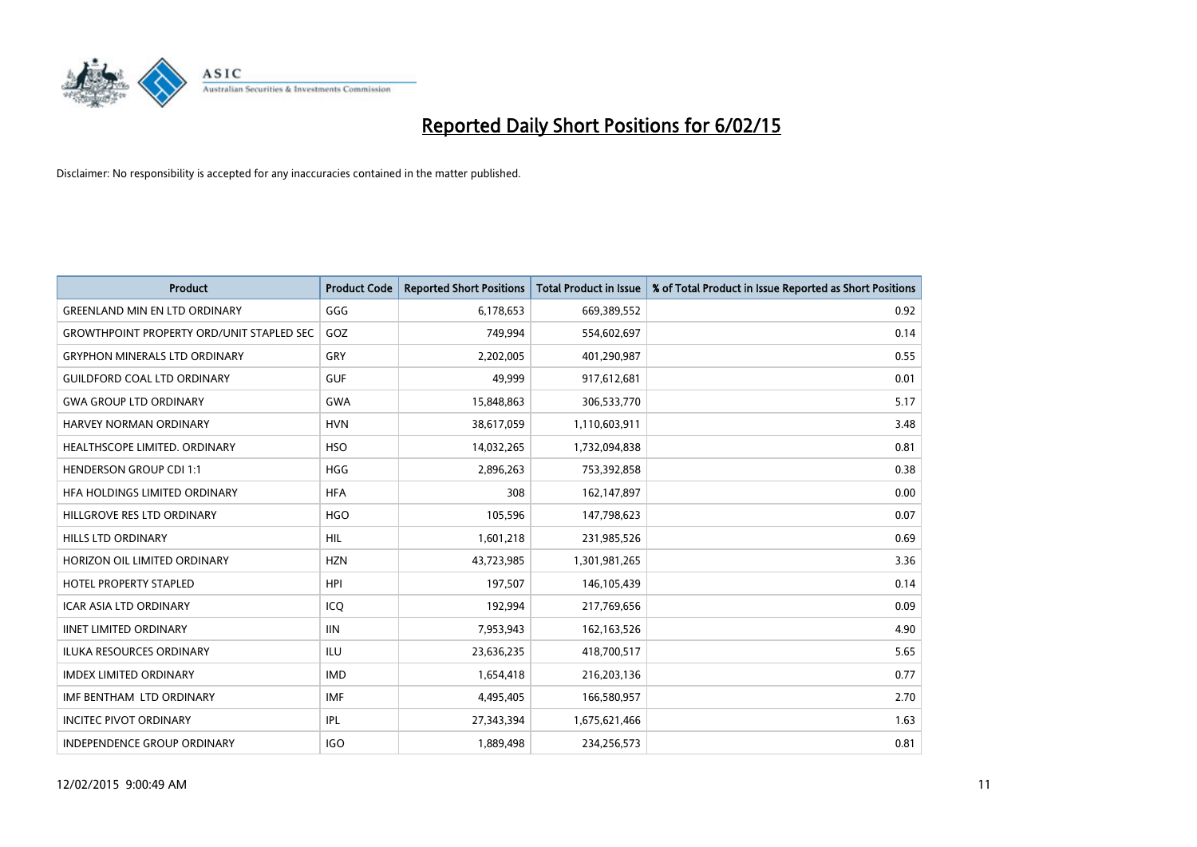# Reported Daily Short Positions for 6/02/15

Disclaimer: No responsibility is accepted for any inaccuracies contained in the matter published.

| Product | Product Code | Reported Short Positions | Total Product in Issue | % of Total Product in Issue Reported as Short Positions |
|---|---|---|---|---|
| GREENLAND MIN EN LTD ORDINARY | GGG | 6,178,653 | 669,389,552 | 0.92 |
| GROWTHPOINT PROPERTY ORD/UNIT STAPLED SEC | GOZ | 749,994 | 554,602,697 | 0.14 |
| GRYPHON MINERALS LTD ORDINARY | GRY | 2,202,005 | 401,290,987 | 0.55 |
| GUILDFORD COAL LTD ORDINARY | GUF | 49,999 | 917,612,681 | 0.01 |
| GWA GROUP LTD ORDINARY | GWA | 15,848,863 | 306,533,770 | 5.17 |
| HARVEY NORMAN ORDINARY | HVN | 38,617,059 | 1,110,603,911 | 3.48 |
| HEALTHSCOPE LIMITED. ORDINARY | HSO | 14,032,265 | 1,732,094,838 | 0.81 |
| HENDERSON GROUP CDI 1:1 | HGG | 2,896,263 | 753,392,858 | 0.38 |
| HFA HOLDINGS LIMITED ORDINARY | HFA | 308 | 162,147,897 | 0.00 |
| HILLGROVE RES LTD ORDINARY | HGO | 105,596 | 147,798,623 | 0.07 |
| HILLS LTD ORDINARY | HIL | 1,601,218 | 231,985,526 | 0.69 |
| HORIZON OIL LIMITED ORDINARY | HZN | 43,723,985 | 1,301,981,265 | 3.36 |
| HOTEL PROPERTY STAPLED | HPI | 197,507 | 146,105,439 | 0.14 |
| ICAR ASIA LTD ORDINARY | ICQ | 192,994 | 217,769,656 | 0.09 |
| IINET LIMITED ORDINARY | IIN | 7,953,943 | 162,163,526 | 4.90 |
| ILUKA RESOURCES ORDINARY | ILU | 23,636,235 | 418,700,517 | 5.65 |
| IMDEX LIMITED ORDINARY | IMD | 1,654,418 | 216,203,136 | 0.77 |
| IMF BENTHAM LTD ORDINARY | IMF | 4,495,405 | 166,580,957 | 2.70 |
| INCITEC PIVOT ORDINARY | IPL | 27,343,394 | 1,675,621,466 | 1.63 |
| INDEPENDENCE GROUP ORDINARY | IGO | 1,889,498 | 234,256,573 | 0.81 |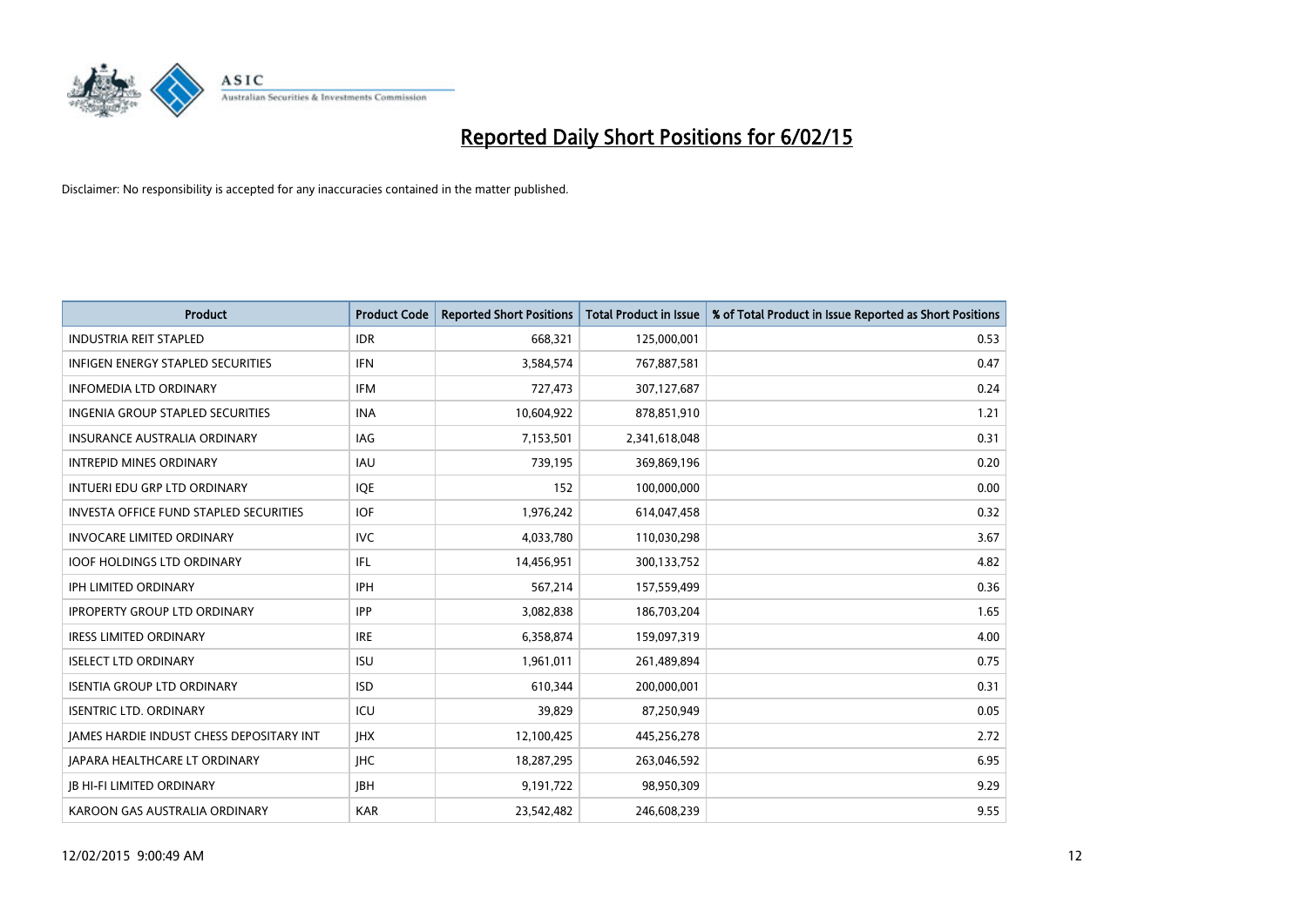# Reported Daily Short Positions for 6/02/15

Disclaimer: No responsibility is accepted for any inaccuracies contained in the matter published.

| Product | Product Code | Reported Short Positions | Total Product in Issue | % of Total Product in Issue Reported as Short Positions |
|---|---|---|---|---|
| INDUSTRIA REIT STAPLED | IDR | 668,321 | 125,000,001 | 0.53 |
| INFIGEN ENERGY STAPLED SECURITIES | IFN | 3,584,574 | 767,887,581 | 0.47 |
| INFOMEDIA LTD ORDINARY | IFM | 727,473 | 307,127,687 | 0.24 |
| INGENIA GROUP STAPLED SECURITIES | INA | 10,604,922 | 878,851,910 | 1.21 |
| INSURANCE AUSTRALIA ORDINARY | IAG | 7,153,501 | 2,341,618,048 | 0.31 |
| INTREPID MINES ORDINARY | IAU | 739,195 | 369,869,196 | 0.20 |
| INTUERI EDU GRP LTD ORDINARY | IQE | 152 | 100,000,000 | 0.00 |
| INVESTA OFFICE FUND STAPLED SECURITIES | IOF | 1,976,242 | 614,047,458 | 0.32 |
| INVOCARE LIMITED ORDINARY | IVC | 4,033,780 | 110,030,298 | 3.67 |
| IOOF HOLDINGS LTD ORDINARY | IFL | 14,456,951 | 300,133,752 | 4.82 |
| IPH LIMITED ORDINARY | IPH | 567,214 | 157,559,499 | 0.36 |
| IPROPERTY GROUP LTD ORDINARY | IPP | 3,082,838 | 186,703,204 | 1.65 |
| IRESS LIMITED ORDINARY | IRE | 6,358,874 | 159,097,319 | 4.00 |
| ISELECT LTD ORDINARY | ISU | 1,961,011 | 261,489,894 | 0.75 |
| ISENTIA GROUP LTD ORDINARY | ISD | 610,344 | 200,000,001 | 0.31 |
| ISENTRIC LTD. ORDINARY | ICU | 39,829 | 87,250,949 | 0.05 |
| JAMES HARDIE INDUST CHESS DEPOSITARY INT | JHX | 12,100,425 | 445,256,278 | 2.72 |
| JAPARA HEALTHCARE LT ORDINARY | JHC | 18,287,295 | 263,046,592 | 6.95 |
| JB HI-FI LIMITED ORDINARY | JBH | 9,191,722 | 98,950,309 | 9.29 |
| KAROON GAS AUSTRALIA ORDINARY | KAR | 23,542,482 | 246,608,239 | 9.55 |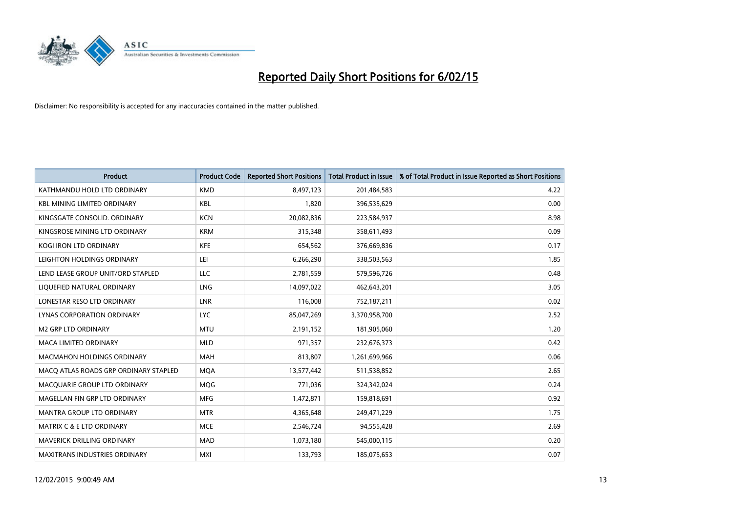# Reported Daily Short Positions for 6/02/15

Disclaimer: No responsibility is accepted for any inaccuracies contained in the matter published.

| Product | Product Code | Reported Short Positions | Total Product in Issue | % of Total Product in Issue Reported as Short Positions |
|---|---|---|---|---|
| KATHMANDU HOLD LTD ORDINARY | KMD | 8,497,123 | 201,484,583 | 4.22 |
| KBL MINING LIMITED ORDINARY | KBL | 1,820 | 396,535,629 | 0.00 |
| KINGSGATE CONSOLID. ORDINARY | KCN | 20,082,836 | 223,584,937 | 8.98 |
| KINGSROSE MINING LTD ORDINARY | KRM | 315,348 | 358,611,493 | 0.09 |
| KOGI IRON LTD ORDINARY | KFE | 654,562 | 376,669,836 | 0.17 |
| LEIGHTON HOLDINGS ORDINARY | LEI | 6,266,290 | 338,503,563 | 1.85 |
| LEND LEASE GROUP UNIT/ORD STAPLED | LLC | 2,781,559 | 579,596,726 | 0.48 |
| LIQUEFIED NATURAL ORDINARY | LNG | 14,097,022 | 462,643,201 | 3.05 |
| LONESTAR RESO LTD ORDINARY | LNR | 116,008 | 752,187,211 | 0.02 |
| LYNAS CORPORATION ORDINARY | LYC | 85,047,269 | 3,370,958,700 | 2.52 |
| M2 GRP LTD ORDINARY | MTU | 2,191,152 | 181,905,060 | 1.20 |
| MACA LIMITED ORDINARY | MLD | 971,357 | 232,676,373 | 0.42 |
| MACMAHON HOLDINGS ORDINARY | MAH | 813,807 | 1,261,699,966 | 0.06 |
| MACQ ATLAS ROADS GRP ORDINARY STAPLED | MQA | 13,577,442 | 511,538,852 | 2.65 |
| MACQUARIE GROUP LTD ORDINARY | MQG | 771,036 | 324,342,024 | 0.24 |
| MAGELLAN FIN GRP LTD ORDINARY | MFG | 1,472,871 | 159,818,691 | 0.92 |
| MANTRA GROUP LTD ORDINARY | MTR | 4,365,648 | 249,471,229 | 1.75 |
| MATRIX C & E LTD ORDINARY | MCE | 2,546,724 | 94,555,428 | 2.69 |
| MAVERICK DRILLING ORDINARY | MAD | 1,073,180 | 545,000,115 | 0.20 |
| MAXITRANS INDUSTRIES ORDINARY | MXI | 133,793 | 185,075,653 | 0.07 |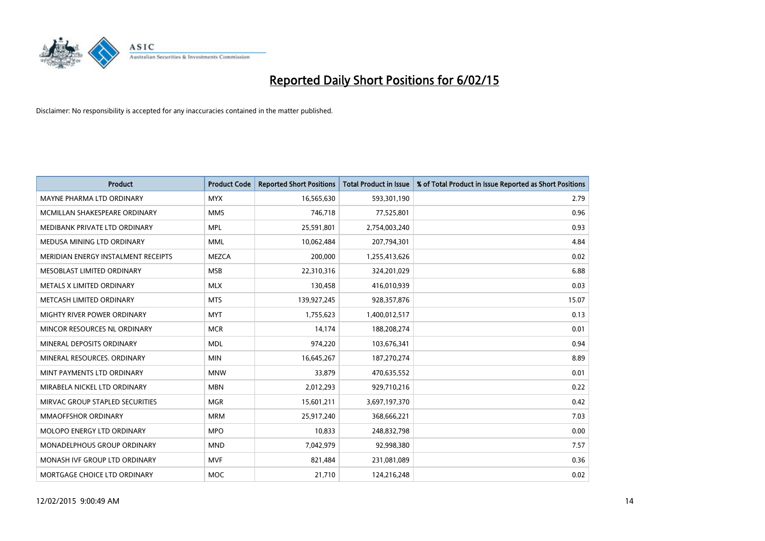# Reported Daily Short Positions for 6/02/15

Disclaimer: No responsibility is accepted for any inaccuracies contained in the matter published.

| Product | Product Code | Reported Short Positions | Total Product in Issue | % of Total Product in Issue Reported as Short Positions |
|---|---|---|---|---|
| MAYNE PHARMA LTD ORDINARY | MYX | 16,565,630 | 593,301,190 | 2.79 |
| MCMILLAN SHAKESPEARE ORDINARY | MMS | 746,718 | 77,525,801 | 0.96 |
| MEDIBANK PRIVATE LTD ORDINARY | MPL | 25,591,801 | 2,754,003,240 | 0.93 |
| MEDUSA MINING LTD ORDINARY | MML | 10,062,484 | 207,794,301 | 4.84 |
| MERIDIAN ENERGY INSTALMENT RECEIPTS | MEZCA | 200,000 | 1,255,413,626 | 0.02 |
| MESOBLAST LIMITED ORDINARY | MSB | 22,310,316 | 324,201,029 | 6.88 |
| METALS X LIMITED ORDINARY | MLX | 130,458 | 416,010,939 | 0.03 |
| METCASH LIMITED ORDINARY | MTS | 139,927,245 | 928,357,876 | 15.07 |
| MIGHTY RIVER POWER ORDINARY | MYT | 1,755,623 | 1,400,012,517 | 0.13 |
| MINCOR RESOURCES NL ORDINARY | MCR | 14,174 | 188,208,274 | 0.01 |
| MINERAL DEPOSITS ORDINARY | MDL | 974,220 | 103,676,341 | 0.94 |
| MINERAL RESOURCES. ORDINARY | MIN | 16,645,267 | 187,270,274 | 8.89 |
| MINT PAYMENTS LTD ORDINARY | MNW | 33,879 | 470,635,552 | 0.01 |
| MIRABELA NICKEL LTD ORDINARY | MBN | 2,012,293 | 929,710,216 | 0.22 |
| MIRVAC GROUP STAPLED SECURITIES | MGR | 15,601,211 | 3,697,197,370 | 0.42 |
| MMAOFFSHOR ORDINARY | MRM | 25,917,240 | 368,666,221 | 7.03 |
| MOLOPO ENERGY LTD ORDINARY | MPO | 10,833 | 248,832,798 | 0.00 |
| MONADELPHOUS GROUP ORDINARY | MND | 7,042,979 | 92,998,380 | 7.57 |
| MONASH IVF GROUP LTD ORDINARY | MVF | 821,484 | 231,081,089 | 0.36 |
| MORTGAGE CHOICE LTD ORDINARY | MOC | 21,710 | 124,216,248 | 0.02 |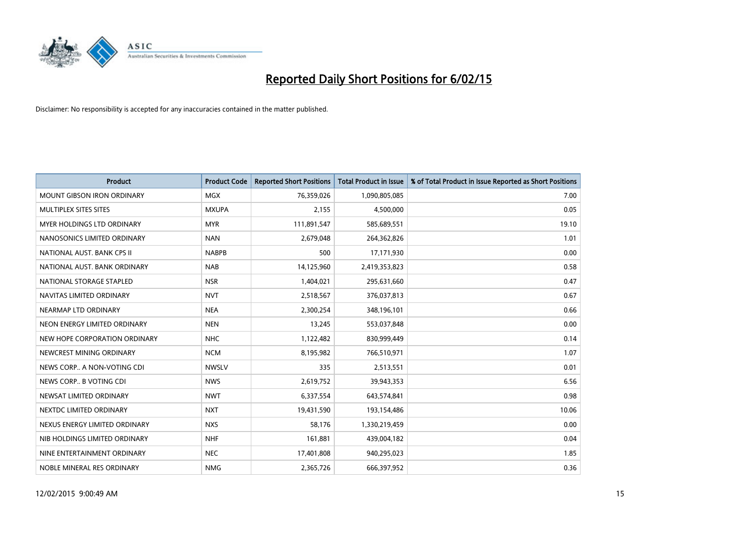# Reported Daily Short Positions for 6/02/15

Disclaimer: No responsibility is accepted for any inaccuracies contained in the matter published.

| Product | Product Code | Reported Short Positions | Total Product in Issue | % of Total Product in Issue Reported as Short Positions |
|---|---|---|---|---|
| MOUNT GIBSON IRON ORDINARY | MGX | 76,359,026 | 1,090,805,085 | 7.00 |
| MULTIPLEX SITES SITES | MXUPA | 2,155 | 4,500,000 | 0.05 |
| MYER HOLDINGS LTD ORDINARY | MYR | 111,891,547 | 585,689,551 | 19.10 |
| NANOSONICS LIMITED ORDINARY | NAN | 2,679,048 | 264,362,826 | 1.01 |
| NATIONAL AUST. BANK CPS II | NABPB | 500 | 17,171,930 | 0.00 |
| NATIONAL AUST. BANK ORDINARY | NAB | 14,125,960 | 2,419,353,823 | 0.58 |
| NATIONAL STORAGE STAPLED | NSR | 1,404,021 | 295,631,660 | 0.47 |
| NAVITAS LIMITED ORDINARY | NVT | 2,518,567 | 376,037,813 | 0.67 |
| NEARMAP LTD ORDINARY | NEA | 2,300,254 | 348,196,101 | 0.66 |
| NEON ENERGY LIMITED ORDINARY | NEN | 13,245 | 553,037,848 | 0.00 |
| NEW HOPE CORPORATION ORDINARY | NHC | 1,122,482 | 830,999,449 | 0.14 |
| NEWCREST MINING ORDINARY | NCM | 8,195,982 | 766,510,971 | 1.07 |
| NEWS CORP.. A NON-VOTING CDI | NWSLV | 335 | 2,513,551 | 0.01 |
| NEWS CORP.. B VOTING CDI | NWS | 2,619,752 | 39,943,353 | 6.56 |
| NEWSAT LIMITED ORDINARY | NWT | 6,337,554 | 643,574,841 | 0.98 |
| NEXTDC LIMITED ORDINARY | NXT | 19,431,590 | 193,154,486 | 10.06 |
| NEXUS ENERGY LIMITED ORDINARY | NXS | 58,176 | 1,330,219,459 | 0.00 |
| NIB HOLDINGS LIMITED ORDINARY | NHF | 161,881 | 439,004,182 | 0.04 |
| NINE ENTERTAINMENT ORDINARY | NEC | 17,401,808 | 940,295,023 | 1.85 |
| NOBLE MINERAL RES ORDINARY | NMG | 2,365,726 | 666,397,952 | 0.36 |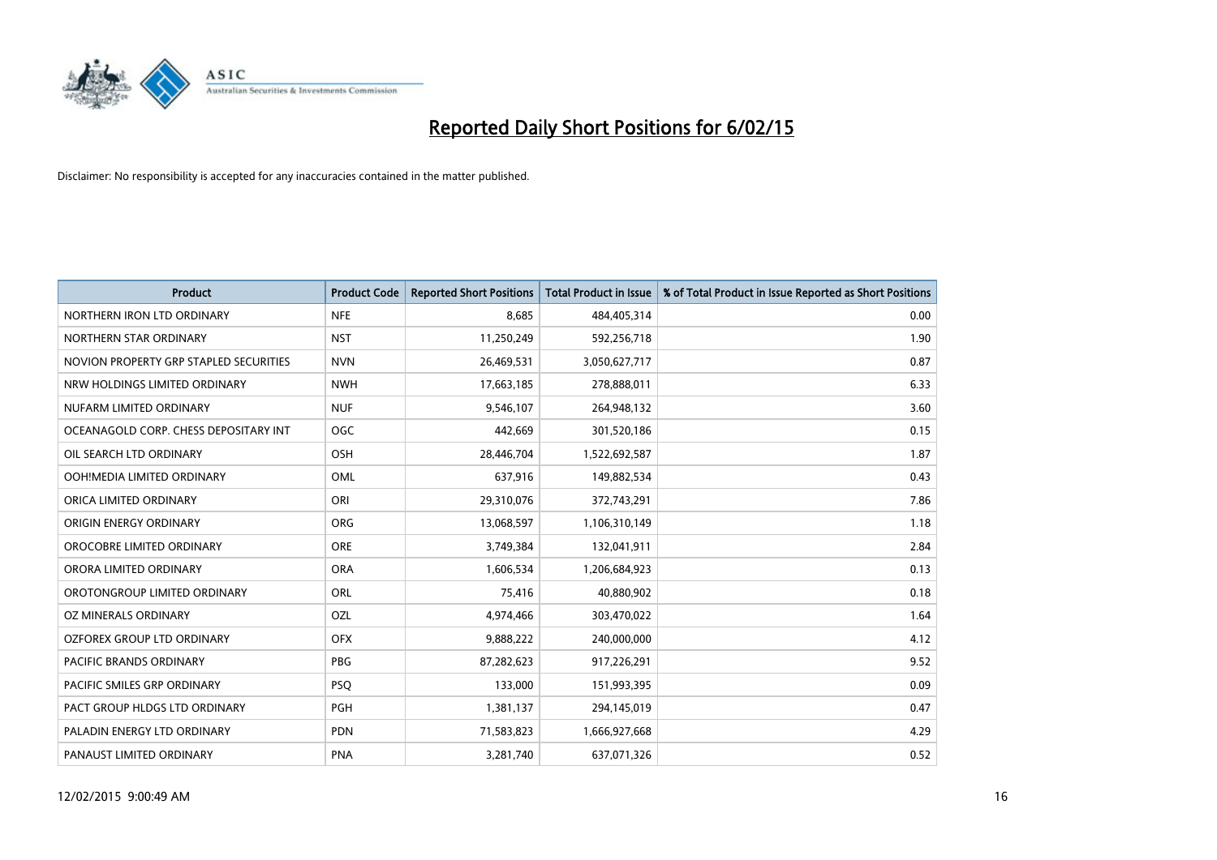# Reported Daily Short Positions for 6/02/15

Disclaimer: No responsibility is accepted for any inaccuracies contained in the matter published.

| Product | Product Code | Reported Short Positions | Total Product in Issue | % of Total Product in Issue Reported as Short Positions |
|---|---|---|---|---|
| NORTHERN IRON LTD ORDINARY | NFE | 8,685 | 484,405,314 | 0.00 |
| NORTHERN STAR ORDINARY | NST | 11,250,249 | 592,256,718 | 1.90 |
| NOVION PROPERTY GRP STAPLED SECURITIES | NVN | 26,469,531 | 3,050,627,717 | 0.87 |
| NRW HOLDINGS LIMITED ORDINARY | NWH | 17,663,185 | 278,888,011 | 6.33 |
| NUFARM LIMITED ORDINARY | NUF | 9,546,107 | 264,948,132 | 3.60 |
| OCEANAGOLD CORP. CHESS DEPOSITARY INT | OGC | 442,669 | 301,520,186 | 0.15 |
| OIL SEARCH LTD ORDINARY | OSH | 28,446,704 | 1,522,692,587 | 1.87 |
| OOH!MEDIA LIMITED ORDINARY | OML | 637,916 | 149,882,534 | 0.43 |
| ORICA LIMITED ORDINARY | ORI | 29,310,076 | 372,743,291 | 7.86 |
| ORIGIN ENERGY ORDINARY | ORG | 13,068,597 | 1,106,310,149 | 1.18 |
| OROCOBRE LIMITED ORDINARY | ORE | 3,749,384 | 132,041,911 | 2.84 |
| ORORA LIMITED ORDINARY | ORA | 1,606,534 | 1,206,684,923 | 0.13 |
| OROTONGROUP LIMITED ORDINARY | ORL | 75,416 | 40,880,902 | 0.18 |
| OZ MINERALS ORDINARY | OZL | 4,974,466 | 303,470,022 | 1.64 |
| OZFOREX GROUP LTD ORDINARY | OFX | 9,888,222 | 240,000,000 | 4.12 |
| PACIFIC BRANDS ORDINARY | PBG | 87,282,623 | 917,226,291 | 9.52 |
| PACIFIC SMILES GRP ORDINARY | PSQ | 133,000 | 151,993,395 | 0.09 |
| PACT GROUP HLDGS LTD ORDINARY | PGH | 1,381,137 | 294,145,019 | 0.47 |
| PALADIN ENERGY LTD ORDINARY | PDN | 71,583,823 | 1,666,927,668 | 4.29 |
| PANAUST LIMITED ORDINARY | PNA | 3,281,740 | 637,071,326 | 0.52 |

12/02/2015 9:00:49 AM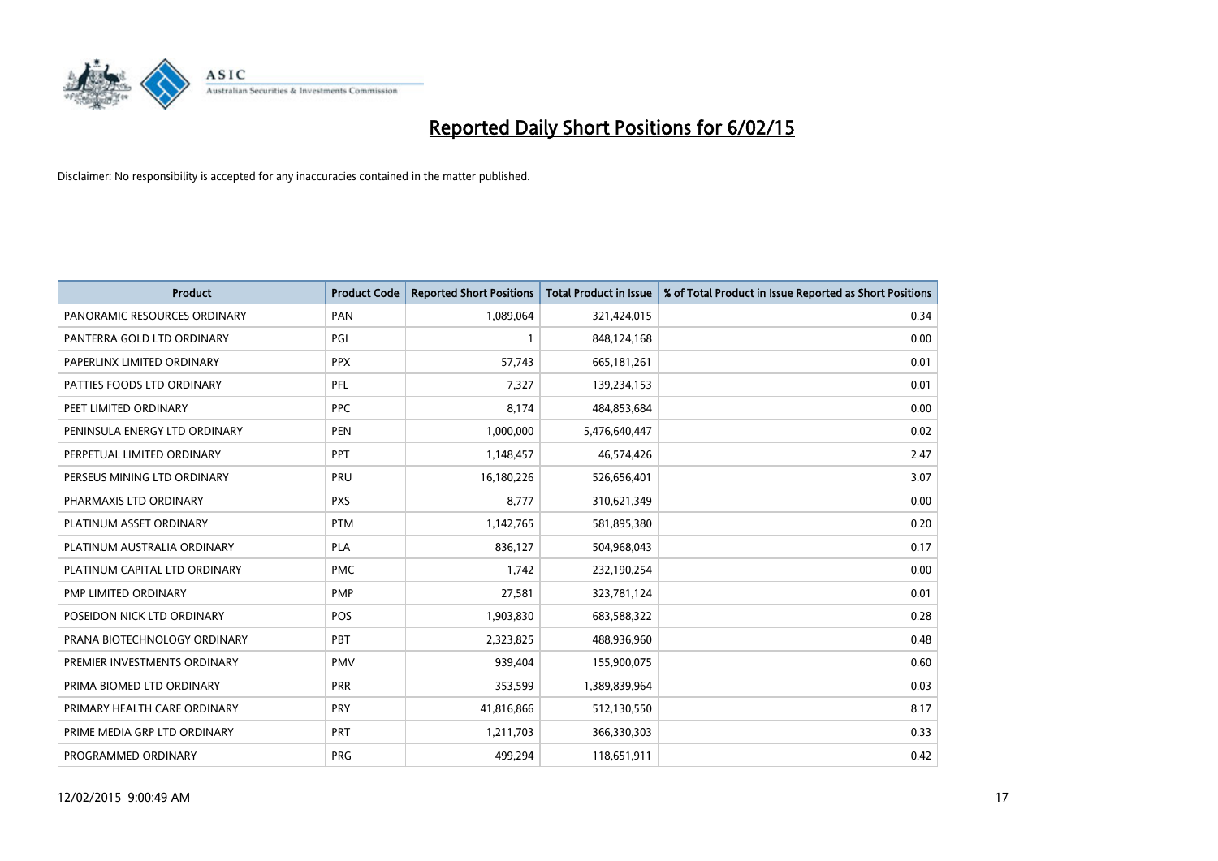# Reported Daily Short Positions for 6/02/15

Disclaimer: No responsibility is accepted for any inaccuracies contained in the matter published.

| Product | Product Code | Reported Short Positions | Total Product in Issue | % of Total Product in Issue Reported as Short Positions |
|---|---|---|---|---|
| PANORAMIC RESOURCES ORDINARY | PAN | 1,089,064 | 321,424,015 | 0.34 |
| PANTERRA GOLD LTD ORDINARY | PGI | 1 | 848,124,168 | 0.00 |
| PAPERLINX LIMITED ORDINARY | PPX | 57,743 | 665,181,261 | 0.01 |
| PATTIES FOODS LTD ORDINARY | PFL | 7,327 | 139,234,153 | 0.01 |
| PEET LIMITED ORDINARY | PPC | 8,174 | 484,853,684 | 0.00 |
| PENINSULA ENERGY LTD ORDINARY | PEN | 1,000,000 | 5,476,640,447 | 0.02 |
| PERPETUAL LIMITED ORDINARY | PPT | 1,148,457 | 46,574,426 | 2.47 |
| PERSEUS MINING LTD ORDINARY | PRU | 16,180,226 | 526,656,401 | 3.07 |
| PHARMAXIS LTD ORDINARY | PXS | 8,777 | 310,621,349 | 0.00 |
| PLATINUM ASSET ORDINARY | PTM | 1,142,765 | 581,895,380 | 0.20 |
| PLATINUM AUSTRALIA ORDINARY | PLA | 836,127 | 504,968,043 | 0.17 |
| PLATINUM CAPITAL LTD ORDINARY | PMC | 1,742 | 232,190,254 | 0.00 |
| PMP LIMITED ORDINARY | PMP | 27,581 | 323,781,124 | 0.01 |
| POSEIDON NICK LTD ORDINARY | POS | 1,903,830 | 683,588,322 | 0.28 |
| PRANA BIOTECHNOLOGY ORDINARY | PBT | 2,323,825 | 488,936,960 | 0.48 |
| PREMIER INVESTMENTS ORDINARY | PMV | 939,404 | 155,900,075 | 0.60 |
| PRIMA BIOMED LTD ORDINARY | PRR | 353,599 | 1,389,839,964 | 0.03 |
| PRIMARY HEALTH CARE ORDINARY | PRY | 41,816,866 | 512,130,550 | 8.17 |
| PRIME MEDIA GRP LTD ORDINARY | PRT | 1,211,703 | 366,330,303 | 0.33 |
| PROGRAMMED ORDINARY | PRG | 499,294 | 118,651,911 | 0.42 |

12/02/2015 9:00:49 AM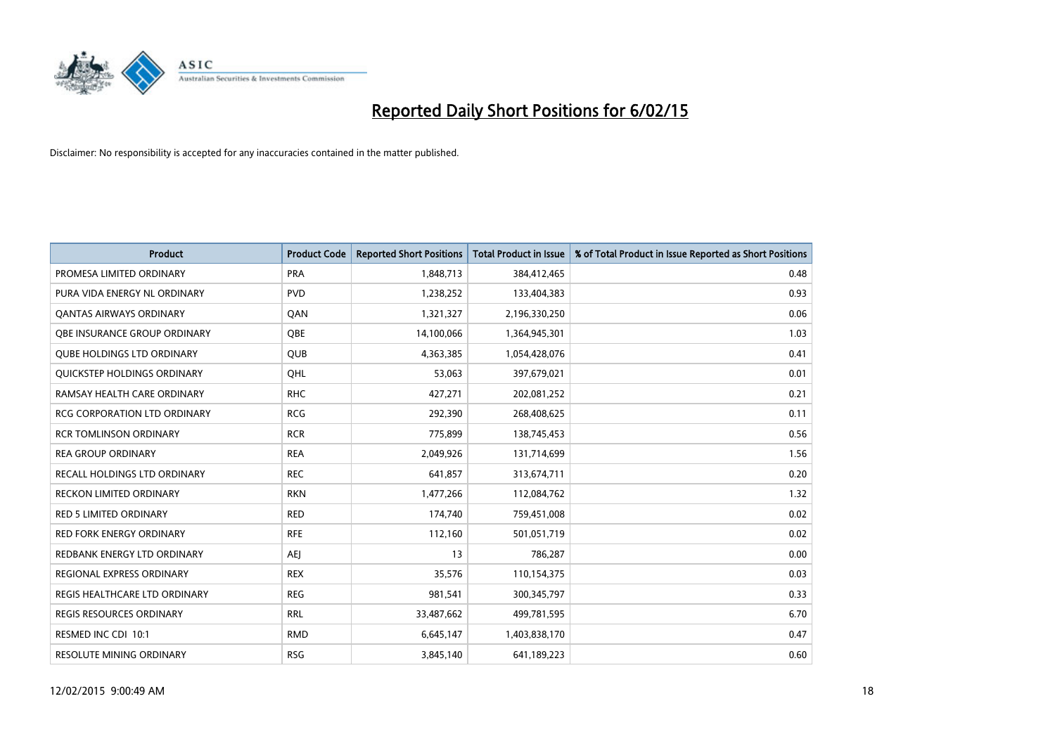# Reported Daily Short Positions for 6/02/15

Disclaimer: No responsibility is accepted for any inaccuracies contained in the matter published.

| Product | Product Code | Reported Short Positions | Total Product in Issue | % of Total Product in Issue Reported as Short Positions |
|---|---|---|---|---|
| PROMESA LIMITED ORDINARY | PRA | 1,848,713 | 384,412,465 | 0.48 |
| PURA VIDA ENERGY NL ORDINARY | PVD | 1,238,252 | 133,404,383 | 0.93 |
| QANTAS AIRWAYS ORDINARY | QAN | 1,321,327 | 2,196,330,250 | 0.06 |
| QBE INSURANCE GROUP ORDINARY | QBE | 14,100,066 | 1,364,945,301 | 1.03 |
| QUBE HOLDINGS LTD ORDINARY | QUB | 4,363,385 | 1,054,428,076 | 0.41 |
| QUICKSTEP HOLDINGS ORDINARY | QHL | 53,063 | 397,679,021 | 0.01 |
| RAMSAY HEALTH CARE ORDINARY | RHC | 427,271 | 202,081,252 | 0.21 |
| RCG CORPORATION LTD ORDINARY | RCG | 292,390 | 268,408,625 | 0.11 |
| RCR TOMLINSON ORDINARY | RCR | 775,899 | 138,745,453 | 0.56 |
| REA GROUP ORDINARY | REA | 2,049,926 | 131,714,699 | 1.56 |
| RECALL HOLDINGS LTD ORDINARY | REC | 641,857 | 313,674,711 | 0.20 |
| RECKON LIMITED ORDINARY | RKN | 1,477,266 | 112,084,762 | 1.32 |
| RED 5 LIMITED ORDINARY | RED | 174,740 | 759,451,008 | 0.02 |
| RED FORK ENERGY ORDINARY | RFE | 112,160 | 501,051,719 | 0.02 |
| REDBANK ENERGY LTD ORDINARY | AEJ | 13 | 786,287 | 0.00 |
| REGIONAL EXPRESS ORDINARY | REX | 35,576 | 110,154,375 | 0.03 |
| REGIS HEALTHCARE LTD ORDINARY | REG | 981,541 | 300,345,797 | 0.33 |
| REGIS RESOURCES ORDINARY | RRL | 33,487,662 | 499,781,595 | 6.70 |
| RESMED INC CDI 10:1 | RMD | 6,645,147 | 1,403,838,170 | 0.47 |
| RESOLUTE MINING ORDINARY | RSG | 3,845,140 | 641,189,223 | 0.60 |

12/02/2015 9:00:49 AM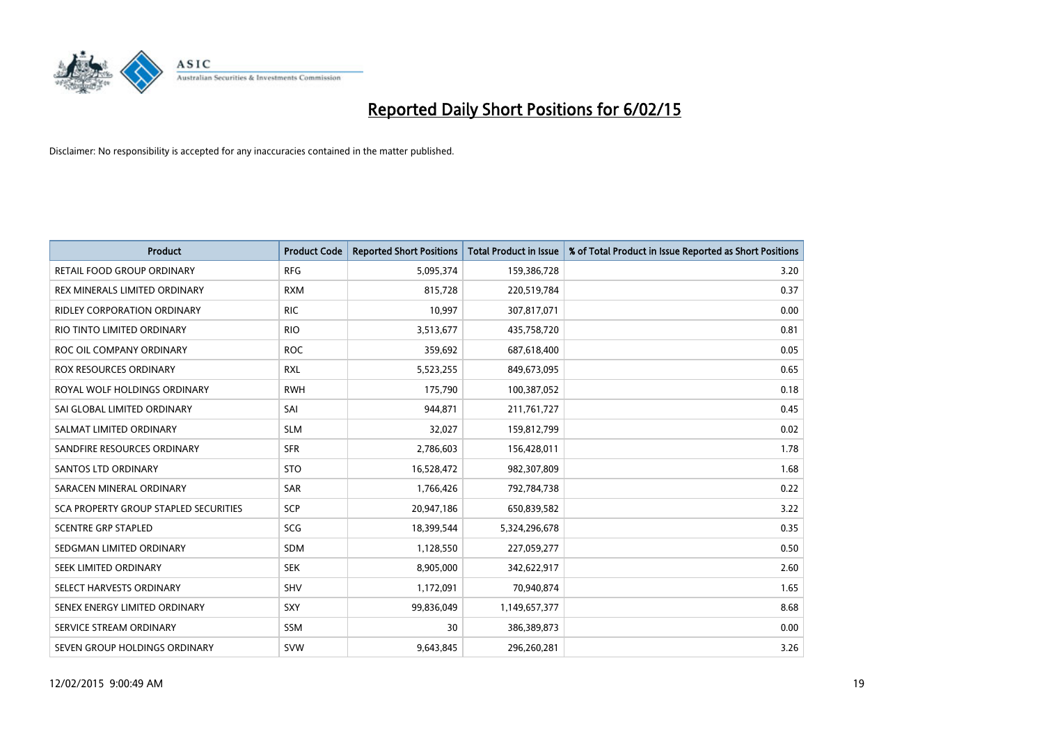# Reported Daily Short Positions for 6/02/15

Disclaimer: No responsibility is accepted for any inaccuracies contained in the matter published.

| Product | Product Code | Reported Short Positions | Total Product in Issue | % of Total Product in Issue Reported as Short Positions |
| --- | --- | --- | --- | --- |
| RETAIL FOOD GROUP ORDINARY | RFG | 5,095,374 | 159,386,728 | 3.20 |
| REX MINERALS LIMITED ORDINARY | RXM | 815,728 | 220,519,784 | 0.37 |
| RIDLEY CORPORATION ORDINARY | RIC | 10,997 | 307,817,071 | 0.00 |
| RIO TINTO LIMITED ORDINARY | RIO | 3,513,677 | 435,758,720 | 0.81 |
| ROC OIL COMPANY ORDINARY | ROC | 359,692 | 687,618,400 | 0.05 |
| ROX RESOURCES ORDINARY | RXL | 5,523,255 | 849,673,095 | 0.65 |
| ROYAL WOLF HOLDINGS ORDINARY | RWH | 175,790 | 100,387,052 | 0.18 |
| SAI GLOBAL LIMITED ORDINARY | SAI | 944,871 | 211,761,727 | 0.45 |
| SALMAT LIMITED ORDINARY | SLM | 32,027 | 159,812,799 | 0.02 |
| SANDFIRE RESOURCES ORDINARY | SFR | 2,786,603 | 156,428,011 | 1.78 |
| SANTOS LTD ORDINARY | STO | 16,528,472 | 982,307,809 | 1.68 |
| SARACEN MINERAL ORDINARY | SAR | 1,766,426 | 792,784,738 | 0.22 |
| SCA PROPERTY GROUP STAPLED SECURITIES | SCP | 20,947,186 | 650,839,582 | 3.22 |
| SCENTRE GRP STAPLED | SCG | 18,399,544 | 5,324,296,678 | 0.35 |
| SEDGMAN LIMITED ORDINARY | SDM | 1,128,550 | 227,059,277 | 0.50 |
| SEEK LIMITED ORDINARY | SEK | 8,905,000 | 342,622,917 | 2.60 |
| SELECT HARVESTS ORDINARY | SHV | 1,172,091 | 70,940,874 | 1.65 |
| SENEX ENERGY LIMITED ORDINARY | SXY | 99,836,049 | 1,149,657,377 | 8.68 |
| SERVICE STREAM ORDINARY | SSM | 30 | 386,389,873 | 0.00 |
| SEVEN GROUP HOLDINGS ORDINARY | SVW | 9,643,845 | 296,260,281 | 3.26 |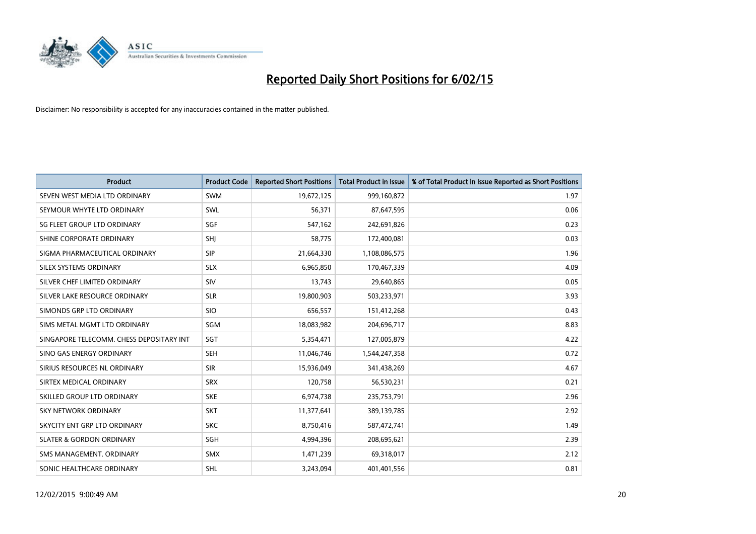# Reported Daily Short Positions for 6/02/15

Disclaimer: No responsibility is accepted for any inaccuracies contained in the matter published.

| Product | Product Code | Reported Short Positions | Total Product in Issue | % of Total Product in Issue Reported as Short Positions |
|---|---|---|---|---|
| SEVEN WEST MEDIA LTD ORDINARY | SWM | 19,672,125 | 999,160,872 | 1.97 |
| SEYMOUR WHYTE LTD ORDINARY | SWL | 56,371 | 87,647,595 | 0.06 |
| SG FLEET GROUP LTD ORDINARY | SGF | 547,162 | 242,691,826 | 0.23 |
| SHINE CORPORATE ORDINARY | SHJ | 58,775 | 172,400,081 | 0.03 |
| SIGMA PHARMACEUTICAL ORDINARY | SIP | 21,664,330 | 1,108,086,575 | 1.96 |
| SILEX SYSTEMS ORDINARY | SLX | 6,965,850 | 170,467,339 | 4.09 |
| SILVER CHEF LIMITED ORDINARY | SIV | 13,743 | 29,640,865 | 0.05 |
| SILVER LAKE RESOURCE ORDINARY | SLR | 19,800,903 | 503,233,971 | 3.93 |
| SIMONDS GRP LTD ORDINARY | SIO | 656,557 | 151,412,268 | 0.43 |
| SIMS METAL MGMT LTD ORDINARY | SGM | 18,083,982 | 204,696,717 | 8.83 |
| SINGAPORE TELECOMM. CHESS DEPOSITARY INT | SGT | 5,354,471 | 127,005,879 | 4.22 |
| SINO GAS ENERGY ORDINARY | SEH | 11,046,746 | 1,544,247,358 | 0.72 |
| SIRIUS RESOURCES NL ORDINARY | SIR | 15,936,049 | 341,438,269 | 4.67 |
| SIRTEX MEDICAL ORDINARY | SRX | 120,758 | 56,530,231 | 0.21 |
| SKILLED GROUP LTD ORDINARY | SKE | 6,974,738 | 235,753,791 | 2.96 |
| SKY NETWORK ORDINARY | SKT | 11,377,641 | 389,139,785 | 2.92 |
| SKYCITY ENT GRP LTD ORDINARY | SKC | 8,750,416 | 587,472,741 | 1.49 |
| SLATER & GORDON ORDINARY | SGH | 4,994,396 | 208,695,621 | 2.39 |
| SMS MANAGEMENT. ORDINARY | SMX | 1,471,239 | 69,318,017 | 2.12 |
| SONIC HEALTHCARE ORDINARY | SHL | 3,243,094 | 401,401,556 | 0.81 |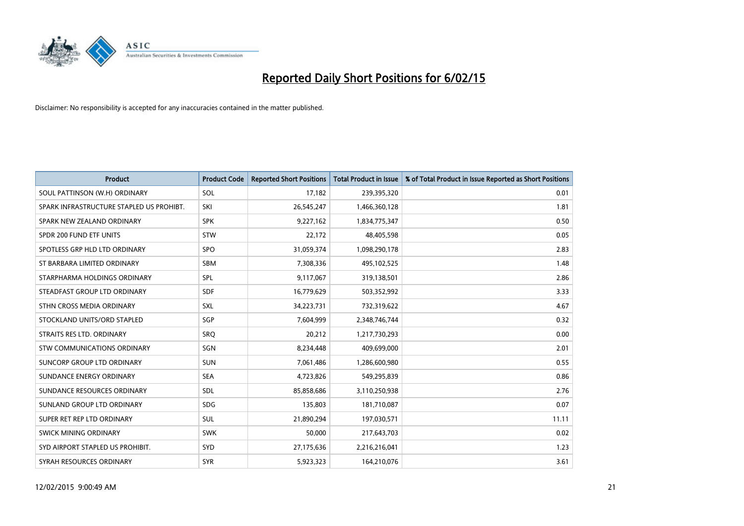# Reported Daily Short Positions for 6/02/15

Disclaimer: No responsibility is accepted for any inaccuracies contained in the matter published.

| Product | Product Code | Reported Short Positions | Total Product in Issue | % of Total Product in Issue Reported as Short Positions |
|---|---|---|---|---|
| SOUL PATTINSON (W.H) ORDINARY | SOL | 17,182 | 239,395,320 | 0.01 |
| SPARK INFRASTRUCTURE STAPLED US PROHIBT. | SKI | 26,545,247 | 1,466,360,128 | 1.81 |
| SPARK NEW ZEALAND ORDINARY | SPK | 9,227,162 | 1,834,775,347 | 0.50 |
| SPDR 200 FUND ETF UNITS | STW | 22,172 | 48,405,598 | 0.05 |
| SPOTLESS GRP HLD LTD ORDINARY | SPO | 31,059,374 | 1,098,290,178 | 2.83 |
| ST BARBARA LIMITED ORDINARY | SBM | 7,308,336 | 495,102,525 | 1.48 |
| STARPHARMA HOLDINGS ORDINARY | SPL | 9,117,067 | 319,138,501 | 2.86 |
| STEADFAST GROUP LTD ORDINARY | SDF | 16,779,629 | 503,352,992 | 3.33 |
| STHN CROSS MEDIA ORDINARY | SXL | 34,223,731 | 732,319,622 | 4.67 |
| STOCKLAND UNITS/ORD STAPLED | SGP | 7,604,999 | 2,348,746,744 | 0.32 |
| STRAITS RES LTD. ORDINARY | SRQ | 20,212 | 1,217,730,293 | 0.00 |
| STW COMMUNICATIONS ORDINARY | SGN | 8,234,448 | 409,699,000 | 2.01 |
| SUNCORP GROUP LTD ORDINARY | SUN | 7,061,486 | 1,286,600,980 | 0.55 |
| SUNDANCE ENERGY ORDINARY | SEA | 4,723,826 | 549,295,839 | 0.86 |
| SUNDANCE RESOURCES ORDINARY | SDL | 85,858,686 | 3,110,250,938 | 2.76 |
| SUNLAND GROUP LTD ORDINARY | SDG | 135,803 | 181,710,087 | 0.07 |
| SUPER RET REP LTD ORDINARY | SUL | 21,890,294 | 197,030,571 | 11.11 |
| SWICK MINING ORDINARY | SWK | 50,000 | 217,643,703 | 0.02 |
| SYD AIRPORT STAPLED US PROHIBIT. | SYD | 27,175,636 | 2,216,216,041 | 1.23 |
| SYRAH RESOURCES ORDINARY | SYR | 5,923,323 | 164,210,076 | 3.61 |

12/02/2015 9:00:49 AM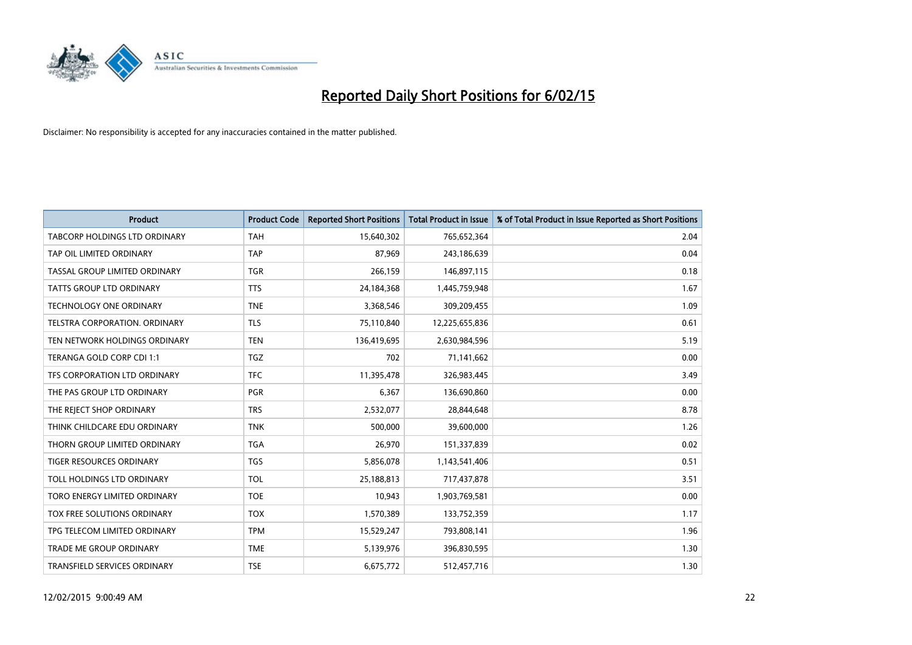# Reported Daily Short Positions for 6/02/15

Disclaimer: No responsibility is accepted for any inaccuracies contained in the matter published.

| Product | Product Code | Reported Short Positions | Total Product in Issue | % of Total Product in Issue Reported as Short Positions |
|---|---|---|---|---|
| TABCORP HOLDINGS LTD ORDINARY | TAH | 15,640,302 | 765,652,364 | 2.04 |
| TAP OIL LIMITED ORDINARY | TAP | 87,969 | 243,186,639 | 0.04 |
| TASSAL GROUP LIMITED ORDINARY | TGR | 266,159 | 146,897,115 | 0.18 |
| TATTS GROUP LTD ORDINARY | TTS | 24,184,368 | 1,445,759,948 | 1.67 |
| TECHNOLOGY ONE ORDINARY | TNE | 3,368,546 | 309,209,455 | 1.09 |
| TELSTRA CORPORATION. ORDINARY | TLS | 75,110,840 | 12,225,655,836 | 0.61 |
| TEN NETWORK HOLDINGS ORDINARY | TEN | 136,419,695 | 2,630,984,596 | 5.19 |
| TERANGA GOLD CORP CDI 1:1 | TGZ | 702 | 71,141,662 | 0.00 |
| TFS CORPORATION LTD ORDINARY | TFC | 11,395,478 | 326,983,445 | 3.49 |
| THE PAS GROUP LTD ORDINARY | PGR | 6,367 | 136,690,860 | 0.00 |
| THE REJECT SHOP ORDINARY | TRS | 2,532,077 | 28,844,648 | 8.78 |
| THINK CHILDCARE EDU ORDINARY | TNK | 500,000 | 39,600,000 | 1.26 |
| THORN GROUP LIMITED ORDINARY | TGA | 26,970 | 151,337,839 | 0.02 |
| TIGER RESOURCES ORDINARY | TGS | 5,856,078 | 1,143,541,406 | 0.51 |
| TOLL HOLDINGS LTD ORDINARY | TOL | 25,188,813 | 717,437,878 | 3.51 |
| TORO ENERGY LIMITED ORDINARY | TOE | 10,943 | 1,903,769,581 | 0.00 |
| TOX FREE SOLUTIONS ORDINARY | TOX | 1,570,389 | 133,752,359 | 1.17 |
| TPG TELECOM LIMITED ORDINARY | TPM | 15,529,247 | 793,808,141 | 1.96 |
| TRADE ME GROUP ORDINARY | TME | 5,139,976 | 396,830,595 | 1.30 |
| TRANSFIELD SERVICES ORDINARY | TSE | 6,675,772 | 512,457,716 | 1.30 |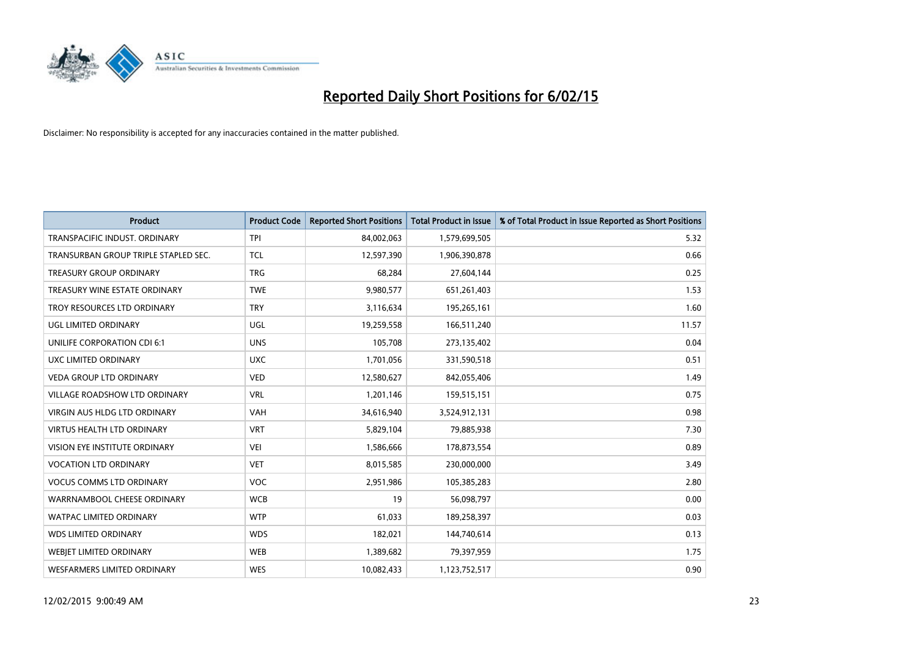# Reported Daily Short Positions for 6/02/15

Disclaimer: No responsibility is accepted for any inaccuracies contained in the matter published.

| Product | Product Code | Reported Short Positions | Total Product in Issue | % of Total Product in Issue Reported as Short Positions |
|---|---|---|---|---|
| TRANSPACIFIC INDUST. ORDINARY | TPI | 84,002,063 | 1,579,699,505 | 5.32 |
| TRANSURBAN GROUP TRIPLE STAPLED SEC. | TCL | 12,597,390 | 1,906,390,878 | 0.66 |
| TREASURY GROUP ORDINARY | TRG | 68,284 | 27,604,144 | 0.25 |
| TREASURY WINE ESTATE ORDINARY | TWE | 9,980,577 | 651,261,403 | 1.53 |
| TROY RESOURCES LTD ORDINARY | TRY | 3,116,634 | 195,265,161 | 1.60 |
| UGL LIMITED ORDINARY | UGL | 19,259,558 | 166,511,240 | 11.57 |
| UNILIFE CORPORATION CDI 6:1 | UNS | 105,708 | 273,135,402 | 0.04 |
| UXC LIMITED ORDINARY | UXC | 1,701,056 | 331,590,518 | 0.51 |
| VEDA GROUP LTD ORDINARY | VED | 12,580,627 | 842,055,406 | 1.49 |
| VILLAGE ROADSHOW LTD ORDINARY | VRL | 1,201,146 | 159,515,151 | 0.75 |
| VIRGIN AUS HLDG LTD ORDINARY | VAH | 34,616,940 | 3,524,912,131 | 0.98 |
| VIRTUS HEALTH LTD ORDINARY | VRT | 5,829,104 | 79,885,938 | 7.30 |
| VISION EYE INSTITUTE ORDINARY | VEI | 1,586,666 | 178,873,554 | 0.89 |
| VOCATION LTD ORDINARY | VET | 8,015,585 | 230,000,000 | 3.49 |
| VOCUS COMMS LTD ORDINARY | VOC | 2,951,986 | 105,385,283 | 2.80 |
| WARRNAMBOOL CHEESE ORDINARY | WCB | 19 | 56,098,797 | 0.00 |
| WATPAC LIMITED ORDINARY | WTP | 61,033 | 189,258,397 | 0.03 |
| WDS LIMITED ORDINARY | WDS | 182,021 | 144,740,614 | 0.13 |
| WEBJET LIMITED ORDINARY | WEB | 1,389,682 | 79,397,959 | 1.75 |
| WESFARMERS LIMITED ORDINARY | WES | 10,082,433 | 1,123,752,517 | 0.90 |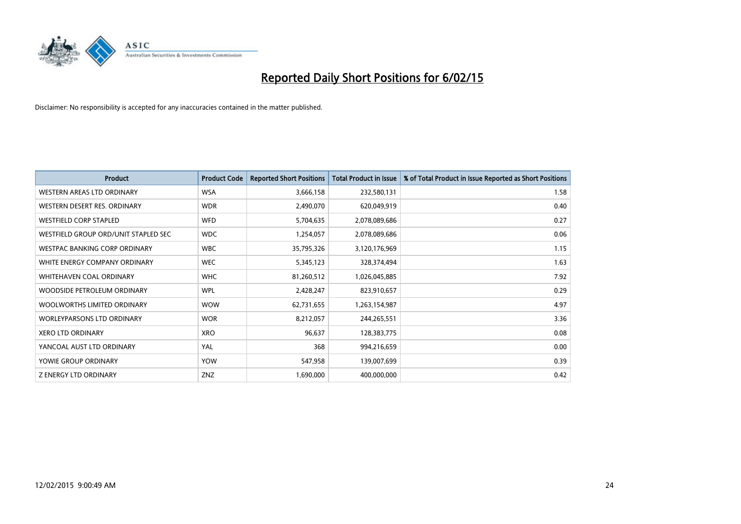# Reported Daily Short Positions for 6/02/15

Disclaimer: No responsibility is accepted for any inaccuracies contained in the matter published.

| Product | Product Code | Reported Short Positions | Total Product in Issue | % of Total Product in Issue Reported as Short Positions |
|---|---|---|---|---|
| WESTERN AREAS LTD ORDINARY | WSA | 3,666,158 | 232,580,131 | 1.58 |
| WESTERN DESERT RES. ORDINARY | WDR | 2,490,070 | 620,049,919 | 0.40 |
| WESTFIELD CORP STAPLED | WFD | 5,704,635 | 2,078,089,686 | 0.27 |
| WESTFIELD GROUP ORD/UNIT STAPLED SEC | WDC | 1,254,057 | 2,078,089,686 | 0.06 |
| WESTPAC BANKING CORP ORDINARY | WBC | 35,795,326 | 3,120,176,969 | 1.15 |
| WHITE ENERGY COMPANY ORDINARY | WEC | 5,345,123 | 328,374,494 | 1.63 |
| WHITEHAVEN COAL ORDINARY | WHC | 81,260,512 | 1,026,045,885 | 7.92 |
| WOODSIDE PETROLEUM ORDINARY | WPL | 2,428,247 | 823,910,657 | 0.29 |
| WOOLWORTHS LIMITED ORDINARY | WOW | 62,731,655 | 1,263,154,987 | 4.97 |
| WORLEYPARSONS LTD ORDINARY | WOR | 8,212,057 | 244,265,551 | 3.36 |
| XERO LTD ORDINARY | XRO | 96,637 | 128,383,775 | 0.08 |
| YANCOAL AUST LTD ORDINARY | YAL | 368 | 994,216,659 | 0.00 |
| YOWIE GROUP ORDINARY | YOW | 547,958 | 139,007,699 | 0.39 |
| Z ENERGY LTD ORDINARY | ZNZ | 1,690,000 | 400,000,000 | 0.42 |

12/02/2015 9:00:49 AM